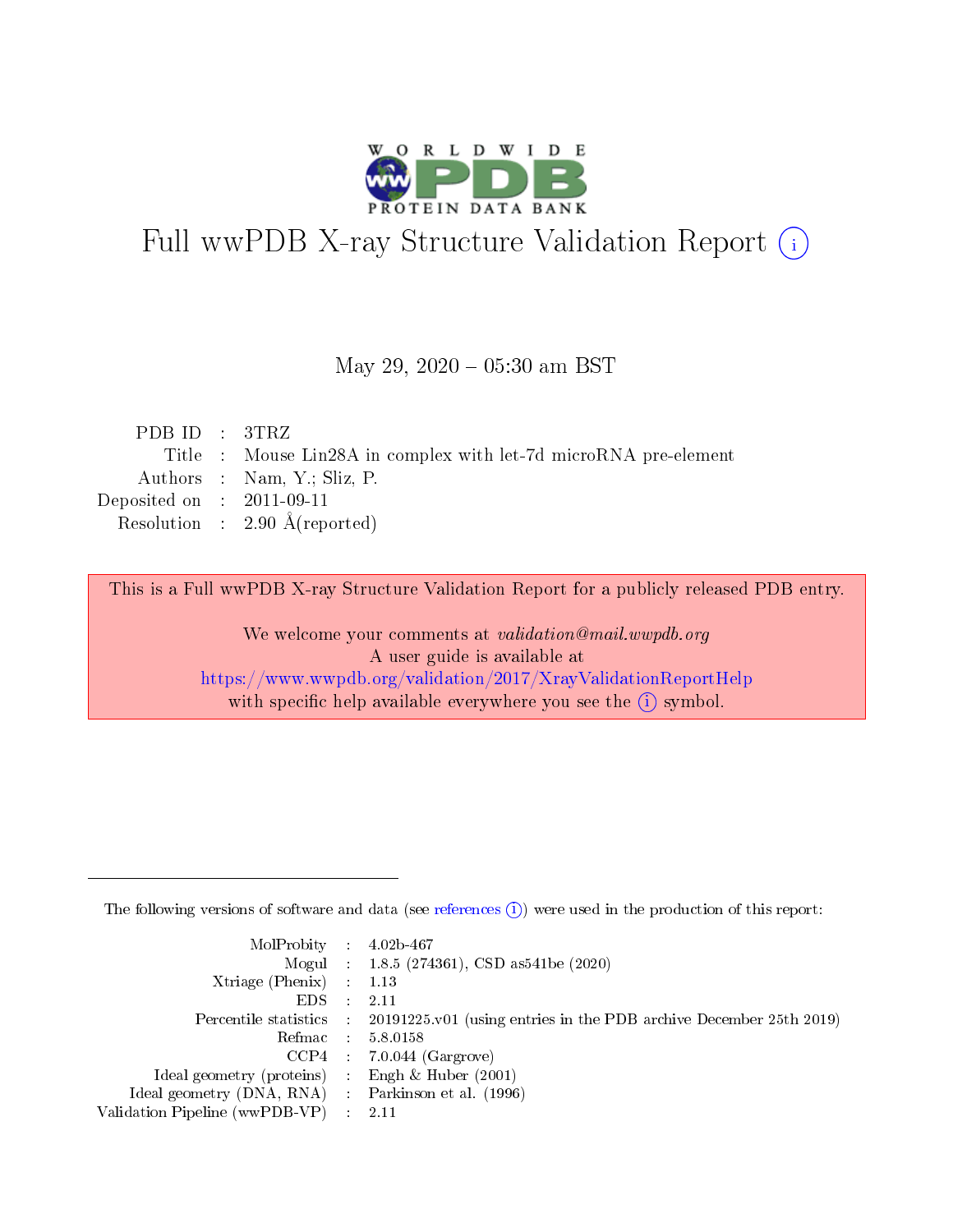# Full wwPDB X-ray Structure Validation Report

May 29, 2020 – 05:30 am BST

| | | |
|---|---|---|
| PDB ID | : | 3TRZ |
| Title | : | Mouse Lin28A in complex with let-7d microRNA pre-element |
| Authors | : | Nam, Y.; Sliz, P. |
| Deposited on | : | 2011-09-11 |
| Resolution | : | 2.90 Å(reported) |

This is a Full wwPDB X-ray Structure Validation Report for a publicly released PDB entry.

We welcome your comments at *validation@mail.wwpdb.org*
A user guide is available at
https://www.wwpdb.org/validation/2017/XrayValidationReportHelp
with specific help available everywhere you see the (i) symbol.

---

The following versions of software and data (see references (i)) were used in the production of this report:

| | | |
|---|---|---|
| MolProbity | : | 4.02b-467 |
| Mogul | : | 1.8.5 (274361), CSD as541be (2020) |
| Xtriage (Phenix) | : | 1.13 |
| EDS | : | 2.11 |
| Percentile statistics | : | 20191225.v01 (using entries in the PDB archive December 25th 2019) |
| Refmac | : | 5.8.0158 |
| CCP4 | : | 7.0.044 (Gargrove) |
| Ideal geometry (proteins) | : | Engh & Huber (2001) |
| Ideal geometry (DNA, RNA) | : | Parkinson et al. (1996) |
| Validation Pipeline (wwPDB-VP) | : | 2.11 |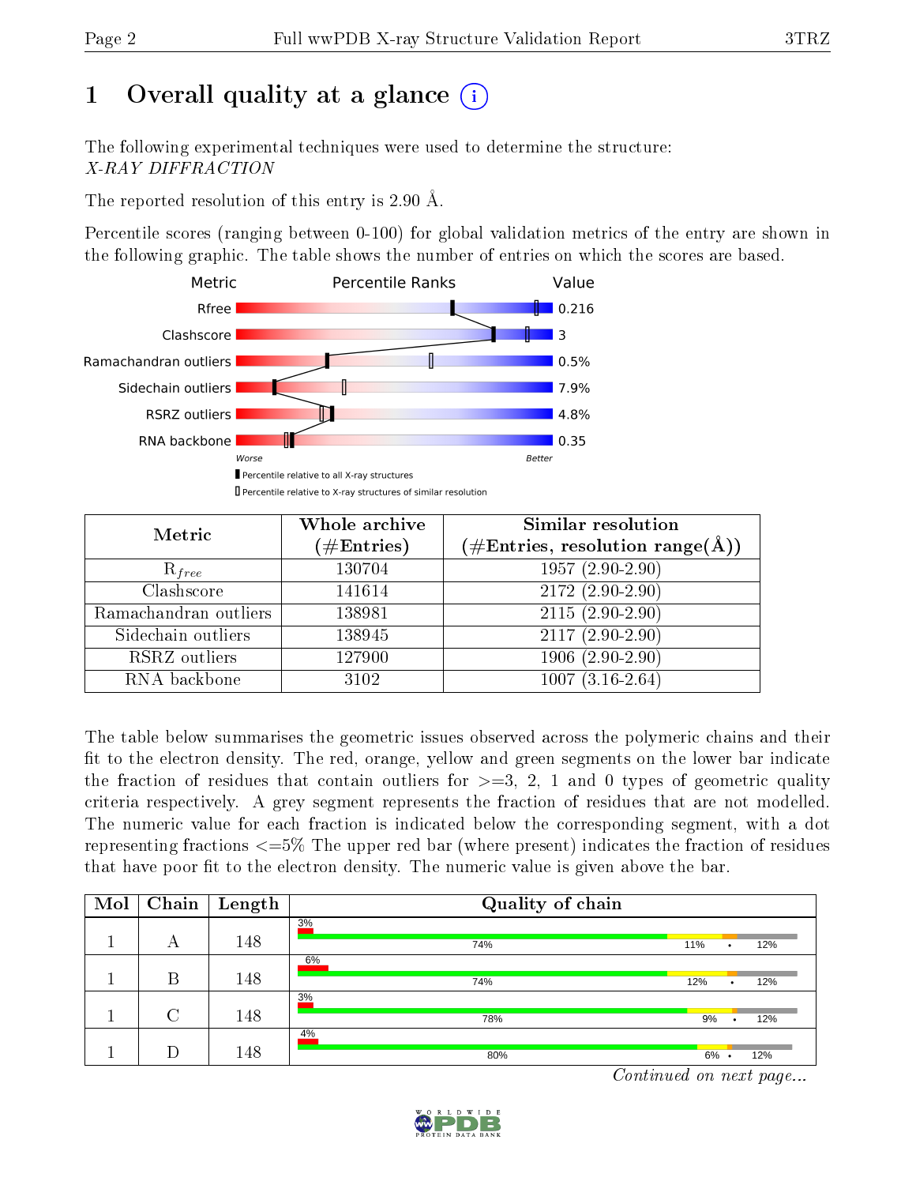# 1 Overall quality at a glance

The following experimental techniques were used to determine the structure:
*X-RAY DIFFRACTION*

The reported resolution of this entry is 2.90 Å.

Percentile scores (ranging between 0-100) for global validation metrics of the entry are shown in the following graphic. The table shows the number of entries on which the scores are based.

| Metric | Value |
|---|---|
| Rfree | 0.216 |
| Clashscore | 3 |
| Ramachandran outliers | 0.5% |
| Sidechain outliers | 7.9% |
| RSRZ outliers | 4.8% |
| RNA backbone | 0.35 |

Worse — Better

Percentile relative to all X-ray structures

Percentile relative to X-ray structures of similar resolution

| Metric | Whole archive (#Entries) | Similar resolution (#Entries, resolution range(Å)) |
|---|---|---|
| $R_{free}$ | 130704 | 1957 (2.90-2.90) |
| Clashscore | 141614 | 2172 (2.90-2.90) |
| Ramachandran outliers | 138981 | 2115 (2.90-2.90) |
| Sidechain outliers | 138945 | 2117 (2.90-2.90) |
| RSRZ outliers | 127900 | 1906 (2.90-2.90) |
| RNA backbone | 3102 | 1007 (3.16-2.64) |

The table below summarises the geometric issues observed across the polymeric chains and their fit to the electron density. The red, orange, yellow and green segments on the lower bar indicate the fraction of residues that contain outliers for >=3, 2, 1 and 0 types of geometric quality criteria respectively. A grey segment represents the fraction of residues that are not modelled. The numeric value for each fraction is indicated below the corresponding segment, with a dot representing fractions <=5% The upper red bar (where present) indicates the fraction of residues that have poor fit to the electron density. The numeric value is given above the bar.

| Mol | Chain | Length | Quality of chain |
|---|---|---|---|
| 1 | A | 148 | 3% / 74% 11% • 12% |
| 1 | B | 148 | 6% / 74% 12% • 12% |
| 1 | C | 148 | 3% / 78% 9% • 12% |
| 1 | D | 148 | 4% / 80% 6% • 12% |

*Continued on next page...*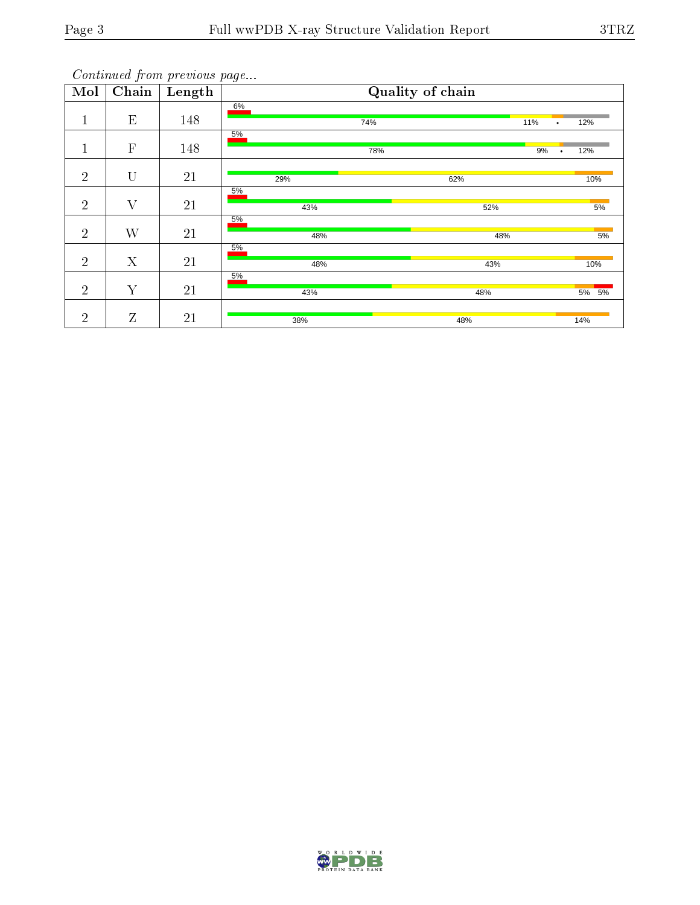*Continued from previous page...*

| Mol | Chain | Length | Quality of chain |
|---|---|---|---|
| 1 | E | 148 | 6% / 74% / 11% / • / 12% |
| 1 | F | 148 | 5% / 78% / 9% / • / 12% |
| 2 | U | 21 | 29% / 62% / 10% |
| 2 | V | 21 | 5% / 43% / 52% / 5% |
| 2 | W | 21 | 5% / 48% / 48% / 5% |
| 2 | X | 21 | 5% / 48% / 43% / 10% |
| 2 | Y | 21 | 5% / 43% / 48% / 5% / 5% |
| 2 | Z | 21 | 38% / 48% / 14% |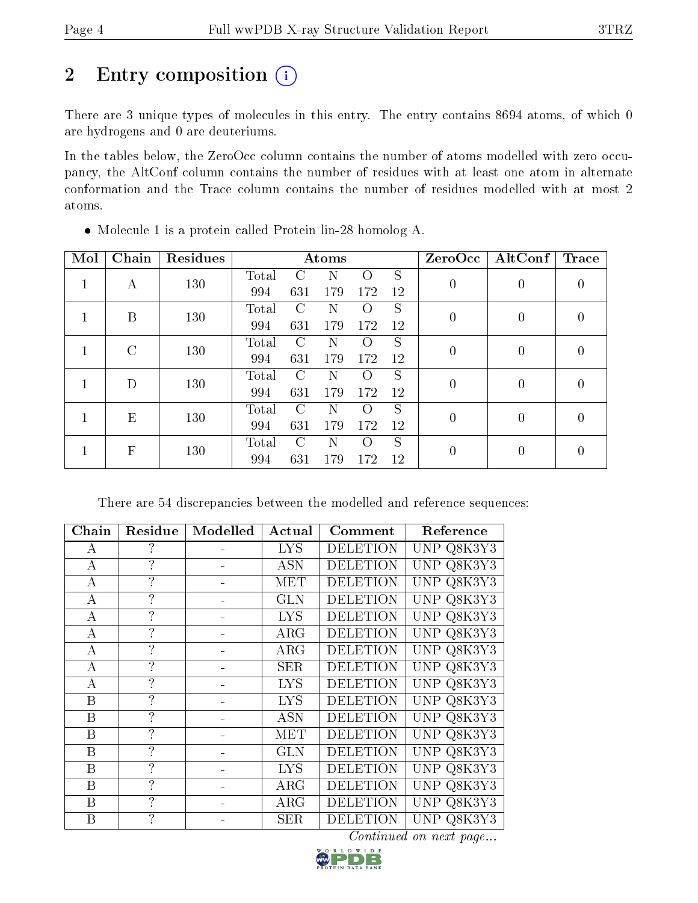# 2 Entry composition

There are 3 unique types of molecules in this entry. The entry contains 8694 atoms, of which 0 are hydrogens and 0 are deuteriums.

In the tables below, the ZeroOcc column contains the number of atoms modelled with zero occupancy, the AltConf column contains the number of residues with at least one atom in alternate conformation and the Trace column contains the number of residues modelled with at most 2 atoms.

- Molecule 1 is a protein called Protein lin-28 homolog A.

| Mol | Chain | Residues | Atoms | | | | | ZeroOcc | AltConf | Trace |
|---|---|---|---|---|---|---|---|---|---|---|
| 1 | A | 130 | Total 994 | C 631 | N 179 | O 172 | S 12 | 0 | 0 | 0 |
| 1 | B | 130 | Total 994 | C 631 | N 179 | O 172 | S 12 | 0 | 0 | 0 |
| 1 | C | 130 | Total 994 | C 631 | N 179 | O 172 | S 12 | 0 | 0 | 0 |
| 1 | D | 130 | Total 994 | C 631 | N 179 | O 172 | S 12 | 0 | 0 | 0 |
| 1 | E | 130 | Total 994 | C 631 | N 179 | O 172 | S 12 | 0 | 0 | 0 |
| 1 | F | 130 | Total 994 | C 631 | N 179 | O 172 | S 12 | 0 | 0 | 0 |

There are 54 discrepancies between the modelled and reference sequences:

| Chain | Residue | Modelled | Actual | Comment | Reference |
|---|---|---|---|---|---|
| A | ? | - | LYS | DELETION | UNP Q8K3Y3 |
| A | ? | - | ASN | DELETION | UNP Q8K3Y3 |
| A | ? | - | MET | DELETION | UNP Q8K3Y3 |
| A | ? | - | GLN | DELETION | UNP Q8K3Y3 |
| A | ? | - | LYS | DELETION | UNP Q8K3Y3 |
| A | ? | - | ARG | DELETION | UNP Q8K3Y3 |
| A | ? | - | ARG | DELETION | UNP Q8K3Y3 |
| A | ? | - | SER | DELETION | UNP Q8K3Y3 |
| A | ? | - | LYS | DELETION | UNP Q8K3Y3 |
| B | ? | - | LYS | DELETION | UNP Q8K3Y3 |
| B | ? | - | ASN | DELETION | UNP Q8K3Y3 |
| B | ? | - | MET | DELETION | UNP Q8K3Y3 |
| B | ? | - | GLN | DELETION | UNP Q8K3Y3 |
| B | ? | - | LYS | DELETION | UNP Q8K3Y3 |
| B | ? | - | ARG | DELETION | UNP Q8K3Y3 |
| B | ? | - | ARG | DELETION | UNP Q8K3Y3 |
| B | ? | - | SER | DELETION | UNP Q8K3Y3 |

*Continued on next page...*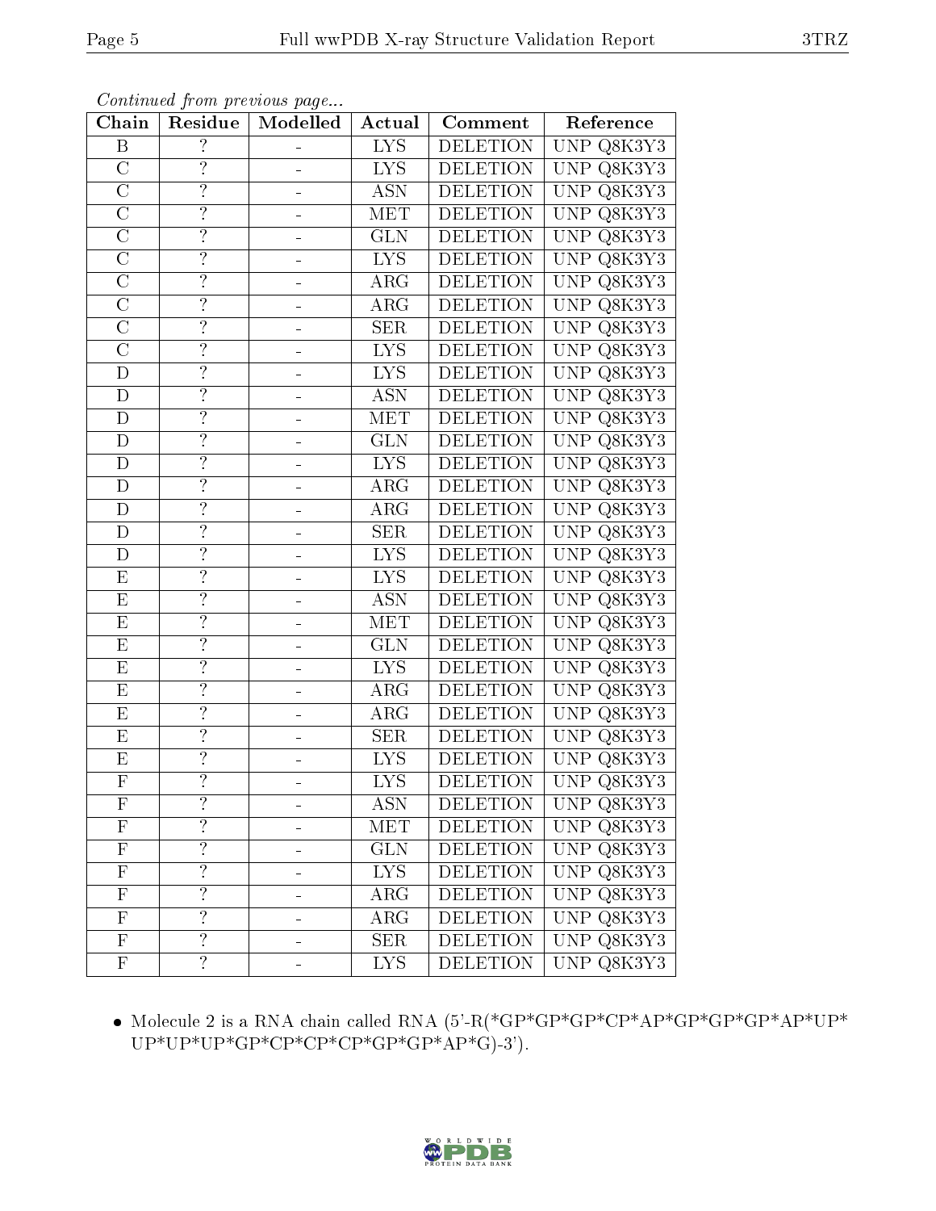*Continued from previous page...*

| Chain | Residue | Modelled | Actual | Comment | Reference |
|---|---|---|---|---|---|
| B | ? | - | LYS | DELETION | UNP Q8K3Y3 |
| C | ? | - | LYS | DELETION | UNP Q8K3Y3 |
| C | ? | - | ASN | DELETION | UNP Q8K3Y3 |
| C | ? | - | MET | DELETION | UNP Q8K3Y3 |
| C | ? | - | GLN | DELETION | UNP Q8K3Y3 |
| C | ? | - | LYS | DELETION | UNP Q8K3Y3 |
| C | ? | - | ARG | DELETION | UNP Q8K3Y3 |
| C | ? | - | ARG | DELETION | UNP Q8K3Y3 |
| C | ? | - | SER | DELETION | UNP Q8K3Y3 |
| C | ? | - | LYS | DELETION | UNP Q8K3Y3 |
| D | ? | - | LYS | DELETION | UNP Q8K3Y3 |
| D | ? | - | ASN | DELETION | UNP Q8K3Y3 |
| D | ? | - | MET | DELETION | UNP Q8K3Y3 |
| D | ? | - | GLN | DELETION | UNP Q8K3Y3 |
| D | ? | - | LYS | DELETION | UNP Q8K3Y3 |
| D | ? | - | ARG | DELETION | UNP Q8K3Y3 |
| D | ? | - | ARG | DELETION | UNP Q8K3Y3 |
| D | ? | - | SER | DELETION | UNP Q8K3Y3 |
| D | ? | - | LYS | DELETION | UNP Q8K3Y3 |
| E | ? | - | LYS | DELETION | UNP Q8K3Y3 |
| E | ? | - | ASN | DELETION | UNP Q8K3Y3 |
| E | ? | - | MET | DELETION | UNP Q8K3Y3 |
| E | ? | - | GLN | DELETION | UNP Q8K3Y3 |
| E | ? | - | LYS | DELETION | UNP Q8K3Y3 |
| E | ? | - | ARG | DELETION | UNP Q8K3Y3 |
| E | ? | - | ARG | DELETION | UNP Q8K3Y3 |
| E | ? | - | SER | DELETION | UNP Q8K3Y3 |
| E | ? | - | LYS | DELETION | UNP Q8K3Y3 |
| F | ? | - | LYS | DELETION | UNP Q8K3Y3 |
| F | ? | - | ASN | DELETION | UNP Q8K3Y3 |
| F | ? | - | MET | DELETION | UNP Q8K3Y3 |
| F | ? | - | GLN | DELETION | UNP Q8K3Y3 |
| F | ? | - | LYS | DELETION | UNP Q8K3Y3 |
| F | ? | - | ARG | DELETION | UNP Q8K3Y3 |
| F | ? | - | ARG | DELETION | UNP Q8K3Y3 |
| F | ? | - | SER | DELETION | UNP Q8K3Y3 |
| F | ? | - | LYS | DELETION | UNP Q8K3Y3 |

- Molecule 2 is a RNA chain called RNA (5'-R(*GP*GP*GP*CP*AP*GP*GP*GP*AP*UP*UP*UP*UP*GP*CP*CP*CP*GP*GP*AP*G)-3').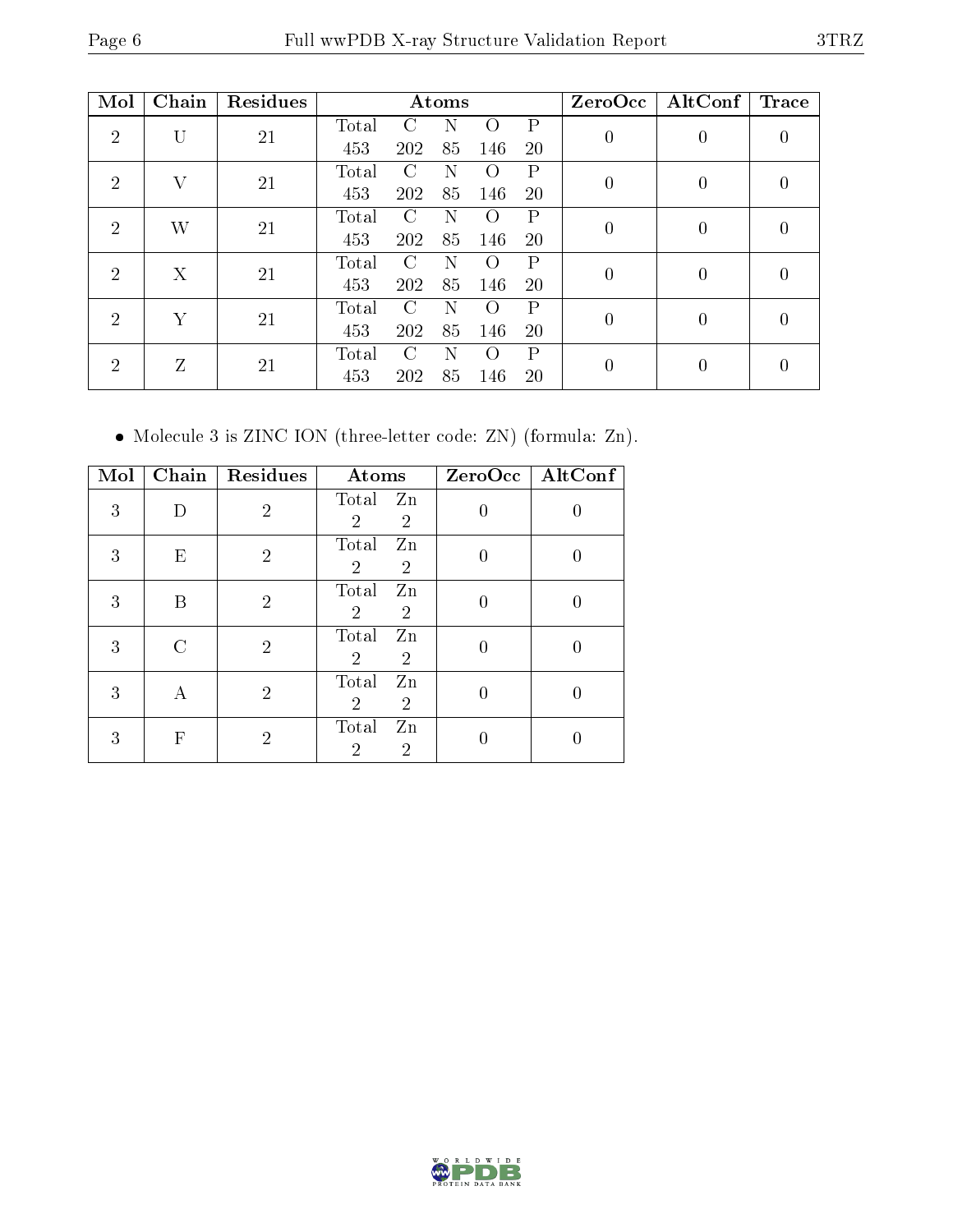| Mol | Chain | Residues | Atoms | | | | | ZeroOcc | AltConf | Trace |
|---|---|---|---|---|---|---|---|---|---|---|
| 2 | U | 21 | Total<br>453 | C<br>202 | N<br>85 | O<br>146 | P<br>20 | 0 | 0 | 0 |
| 2 | V | 21 | Total<br>453 | C<br>202 | N<br>85 | O<br>146 | P<br>20 | 0 | 0 | 0 |
| 2 | W | 21 | Total<br>453 | C<br>202 | N<br>85 | O<br>146 | P<br>20 | 0 | 0 | 0 |
| 2 | X | 21 | Total<br>453 | C<br>202 | N<br>85 | O<br>146 | P<br>20 | 0 | 0 | 0 |
| 2 | Y | 21 | Total<br>453 | C<br>202 | N<br>85 | O<br>146 | P<br>20 | 0 | 0 | 0 |
| 2 | Z | 21 | Total<br>453 | C<br>202 | N<br>85 | O<br>146 | P<br>20 | 0 | 0 | 0 |

- Molecule 3 is ZINC ION (three-letter code: ZN) (formula: Zn).

| Mol | Chain | Residues | Atoms | | ZeroOcc | AltConf |
|---|---|---|---|---|---|---|
| 3 | D | 2 | Total<br>2 | Zn<br>2 | 0 | 0 |
| 3 | E | 2 | Total<br>2 | Zn<br>2 | 0 | 0 |
| 3 | B | 2 | Total<br>2 | Zn<br>2 | 0 | 0 |
| 3 | C | 2 | Total<br>2 | Zn<br>2 | 0 | 0 |
| 3 | A | 2 | Total<br>2 | Zn<br>2 | 0 | 0 |
| 3 | F | 2 | Total<br>2 | Zn<br>2 | 0 | 0 |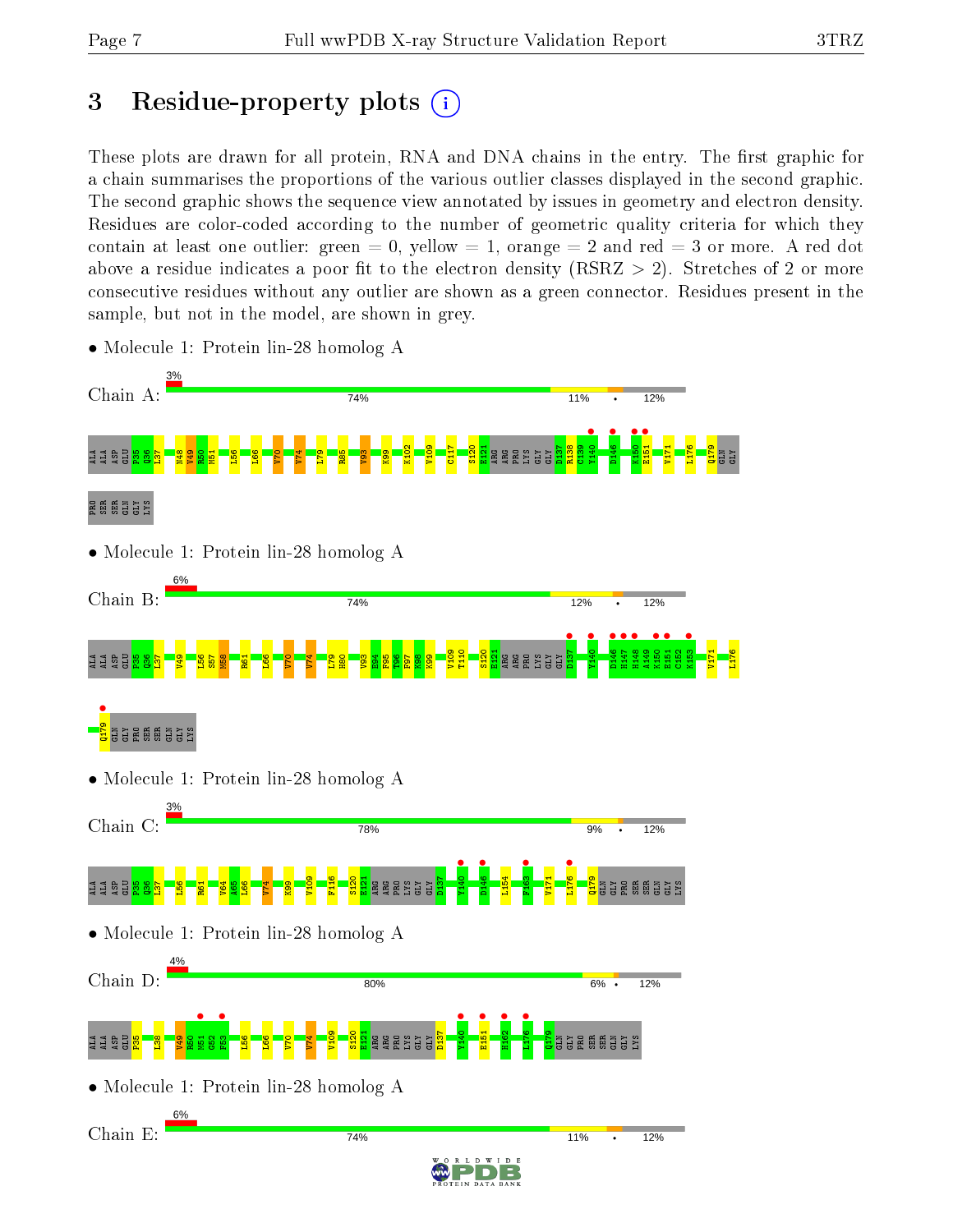# 3 Residue-property plots

These plots are drawn for all protein, RNA and DNA chains in the entry. The first graphic for a chain summarises the proportions of the various outlier classes displayed in the second graphic. The second graphic shows the sequence view annotated by issues in geometry and electron density. Residues are color-coded according to the number of geometric quality criteria for which they contain at least one outlier: green = 0, yellow = 1, orange = 2 and red = 3 or more. A red dot above a residue indicates a poor fit to the electron density (RSRZ > 2). Stretches of 2 or more consecutive residues without any outlier are shown as a green connector. Residues present in the sample, but not in the model, are shown in grey.

- Molecule 1: Protein lin-28 homolog A

Chain A: 3% | 74% | 11% | • | 12%

ALA ALA ASP GLU P35 Q36 L37 N48 V49 R50 M51 L56 L66 V70 V74 L79 R85 V93 K99 K102 V109 C117 S120 E121 ARG ARG PRO LYS GLY GLY D137 R138 C139 Y140 D146 K150 E151 V171 L176 Q179 GLN GLY PRO SER SER GLN GLY LYS

- Molecule 1: Protein lin-28 homolog A

Chain B: 6% | 74% | 12% | • | 12%

ALA ALA ASP GLU P35 Q36 L37 V49 L56 S57 M58 R61 L66 V70 V74 L79 H80 V93 E94 F95 T96 F97 K98 K99 V109 T110 S120 E121 ARG ARG PRO LYS GLY GLY D137 Y140 D146 H147 H148 A149 K150 E151 C152 K153 V171 L176 Q179 GLN GLY PRO SER SER GLN GLY LYS

- Molecule 1: Protein lin-28 homolog A

Chain C: 3% | 78% | 9% | • | 12%

ALA ALA ASP GLU P35 Q36 L37 L56 R61 V64 A65 L66 V74 K99 V109 F116 S120 E121 ARG ARG PRO LYS GLY GLY D137 Y140 D146 L154 F163 V171 L176 Q179 GLN GLY PRO SER SER GLN GLY LYS

- Molecule 1: Protein lin-28 homolog A

Chain D: 4% | 80% | 6% | • | 12%

ALA ALA ASP GLU P35 L38 V49 R50 M51 G52 F53 L56 L66 V70 V74 V109 S120 E121 ARG ARG PRO LYS GLY GLY D137 Y140 E151 H162 L176 Q179 GLN GLY PRO SER SER GLN GLY LYS

- Molecule 1: Protein lin-28 homolog A

Chain E: 6% | 74% | 11% | • | 12%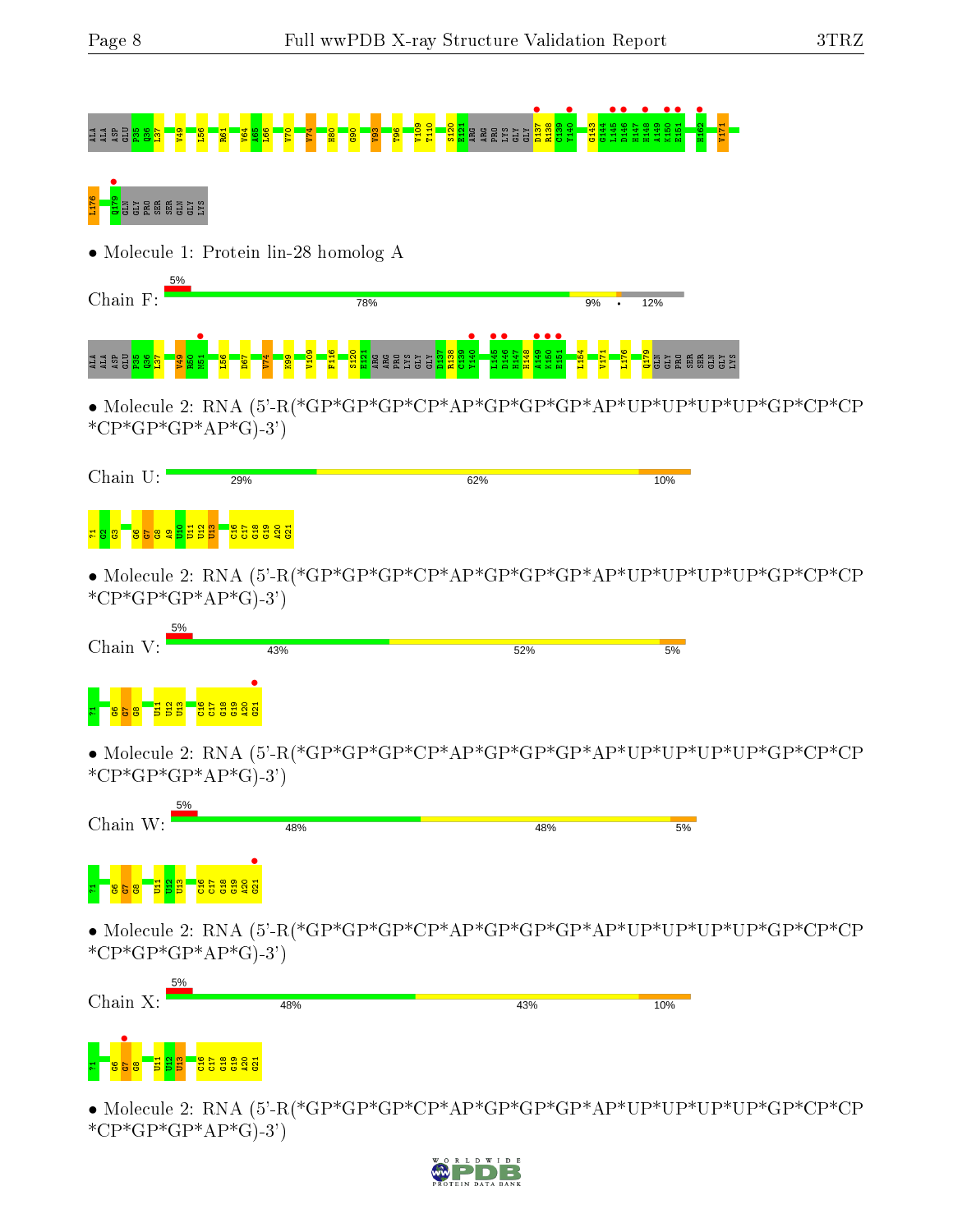ALA ALA ASP GLU P35 Q36 L37 V49 L56 R61 V64 A65 L66 V70 V74 H80 G90 V93 T96 V109 T110 S120 E121 ARG ARG PRO LYS GLY GLY D137 R138 C139 Y140 G143 G144 L145 D146 H147 H148 A149 K150 E151 H162 V171

L176 Q179 GLN GLY PRO SER SER GLN GLY LYS

- Molecule 1: Protein lin-28 homolog A

Chain F: 5% | 78% | 9% | • | 12%

ALA ALA ASP GLU P35 Q36 L37 V49 R50 M51 L56 D67 V74 K99 V109 F116 S120 E121 ARG ARG PRO LYS GLY GLY D137 R138 C139 Y140 L145 D146 H147 H148 A149 K150 E151 L154 V171 L176 Q179 GLN GLY PRO SER SER GLN GLY LYS

- Molecule 2: RNA (5'-R(*GP*GP*GP*CP*AP*GP*GP*GP*AP*UP*UP*UP*UP*GP*CP*CP *CP*GP*GP*AP*G)-3')

Chain U: 29% | 62% | 10%

?1 G2 G3 G6 G7 G8 A9 U10 U11 U12 U13 C16 C17 G18 G19 A20 G21

- Molecule 2: RNA (5'-R(*GP*GP*GP*CP*AP*GP*GP*GP*AP*UP*UP*UP*UP*GP*CP*CP *CP*GP*GP*AP*G)-3')

Chain V: 5% | 43% | 52% | 5%

?1 G6 G7 G8 U11 U12 U13 C16 C17 G18 G19 A20 G21

- Molecule 2: RNA (5'-R(*GP*GP*GP*CP*AP*GP*GP*GP*AP*UP*UP*UP*UP*GP*CP*CP *CP*GP*GP*AP*G)-3')

Chain W: 5% | 48% | 48% | 5%

?1 G6 G7 G8 U11 U12 U13 C16 C17 G18 G19 A20 G21

- Molecule 2: RNA (5'-R(*GP*GP*GP*CP*AP*GP*GP*GP*AP*UP*UP*UP*UP*GP*CP*CP *CP*GP*GP*AP*G)-3')

Chain X: 5% | 48% | 43% | 10%

?1 G6 G7 G8 U11 U12 U13 C16 C17 G18 G19 A20 G21

- Molecule 2: RNA (5'-R(*GP*GP*GP*CP*AP*GP*GP*GP*AP*UP*UP*UP*UP*GP*CP*CP *CP*GP*GP*AP*G)-3')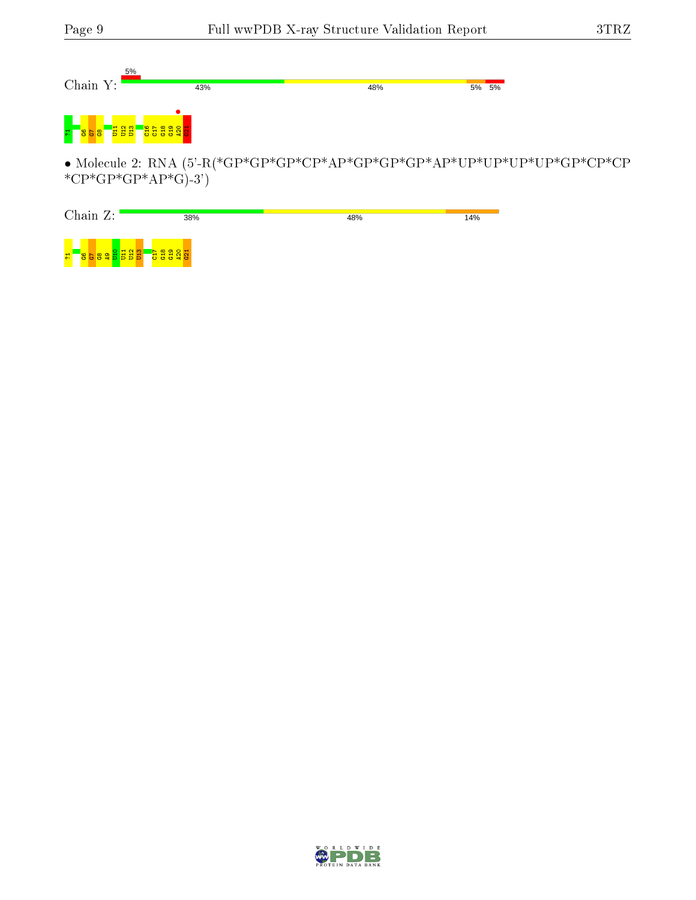Chain Y: 5% | 43% | 48% | 5% | 5%

?1 G6 G7 G8 U11 U12 U13 C16 C17 G18 G19 A20 G21

• Molecule 2: RNA (5'-R(*GP*GP*GP*CP*AP*GP*GP*GP*AP*UP*UP*UP*UP*GP*CP*CP*CP*GP*GP*AP*G)-3')

Chain Z: 38% | 48% | 14%

?1 G6 G7 G8 A9 U10 U11 U12 U13 C17 G18 G19 A20 G21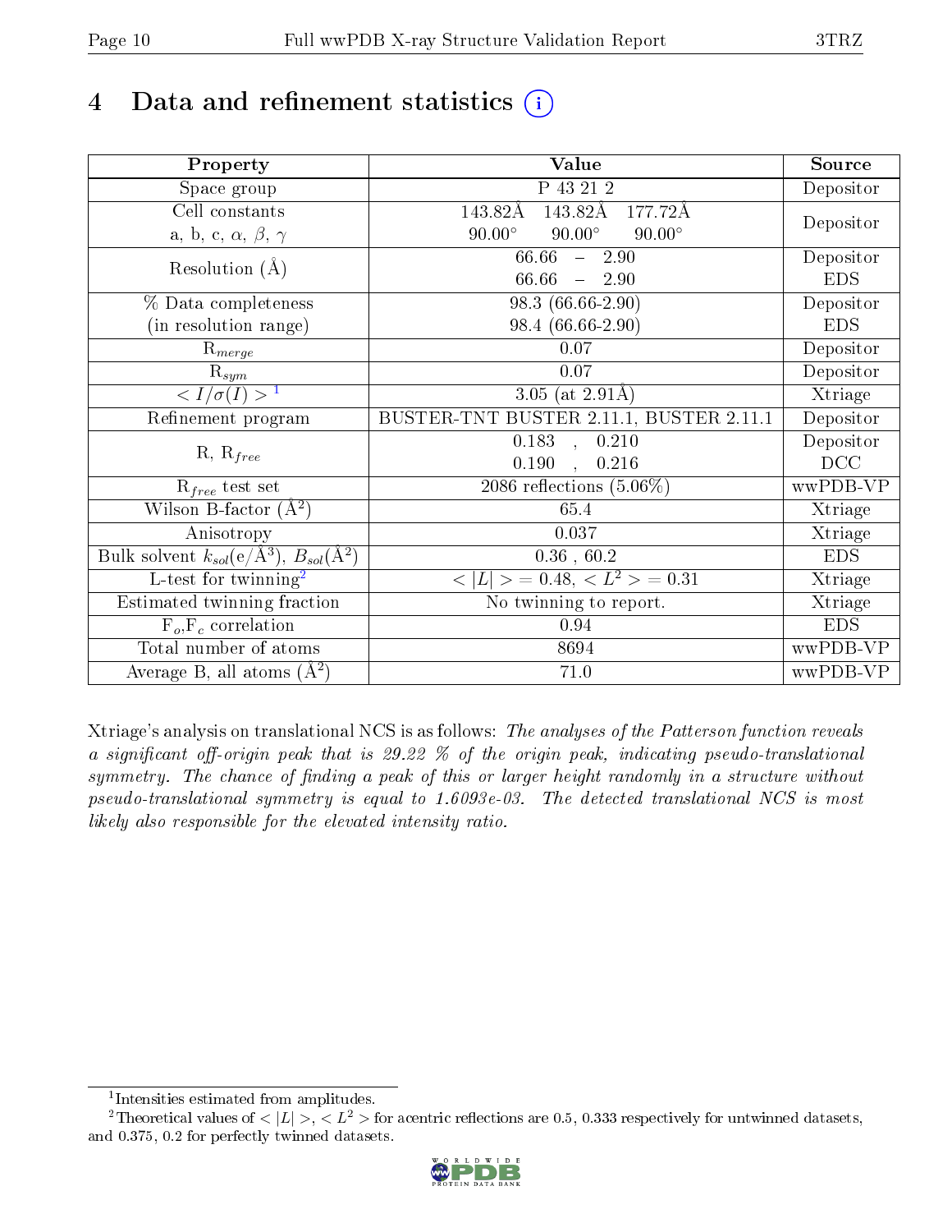# 4 Data and refinement statistics (i)

| Property | Value | Source |
|---|---|---|
| Space group | P 43 21 2 | Depositor |
| Cell constants<br>a, b, c, $\alpha$, $\beta$, $\gamma$ | 143.82Å 143.82Å 177.72Å<br>90.00° 90.00° 90.00° | Depositor |
| Resolution (Å) | 66.66 – 2.90<br>66.66 – 2.90 | Depositor<br>EDS |
| % Data completeness<br>(in resolution range) | 98.3 (66.66-2.90)<br>98.4 (66.66-2.90) | Depositor<br>EDS |
| $R_{merge}$ | 0.07 | Depositor |
| $R_{sym}$ | 0.07 | Depositor |
| $< I/\sigma(I) >$ [1] | 3.05 (at 2.91Å) | Xtriage |
| Refinement program | BUSTER-TNT BUSTER 2.11.1, BUSTER 2.11.1 | Depositor |
| R, $R_{free}$ | 0.183 , 0.210<br>0.190 , 0.216 | Depositor<br>DCC |
| $R_{free}$ test set | 2086 reflections (5.06%) | wwPDB-VP |
| Wilson B-factor (Å$^2$) | 65.4 | Xtriage |
| Anisotropy | 0.037 | Xtriage |
| Bulk solvent $k_{sol}$(e/Å$^3$), $B_{sol}$(Å$^2$) | 0.36 , 60.2 | EDS |
| L-test for twinning[2] | $< \|L\| >$ = 0.48, $< L^2 >$ = 0.31 | Xtriage |
| Estimated twinning fraction | No twinning to report. | Xtriage |
| $F_o$,$F_c$ correlation | 0.94 | EDS |
| Total number of atoms | 8694 | wwPDB-VP |
| Average B, all atoms (Å$^2$) | 71.0 | wwPDB-VP |

Xtriage's analysis on translational NCS is as follows: *The analyses of the Patterson function reveals a significant off-origin peak that is 29.22 % of the origin peak, indicating pseudo-translational symmetry. The chance of finding a peak of this or larger height randomly in a structure without pseudo-translational symmetry is equal to 1.6093e-03. The detected translational NCS is most likely also responsible for the elevated intensity ratio.*

[1] Intensities estimated from amplitudes.

[2] Theoretical values of $< |L| >$, $< L^2 >$ for acentric reflections are 0.5, 0.333 respectively for untwinned datasets, and 0.375, 0.2 for perfectly twinned datasets.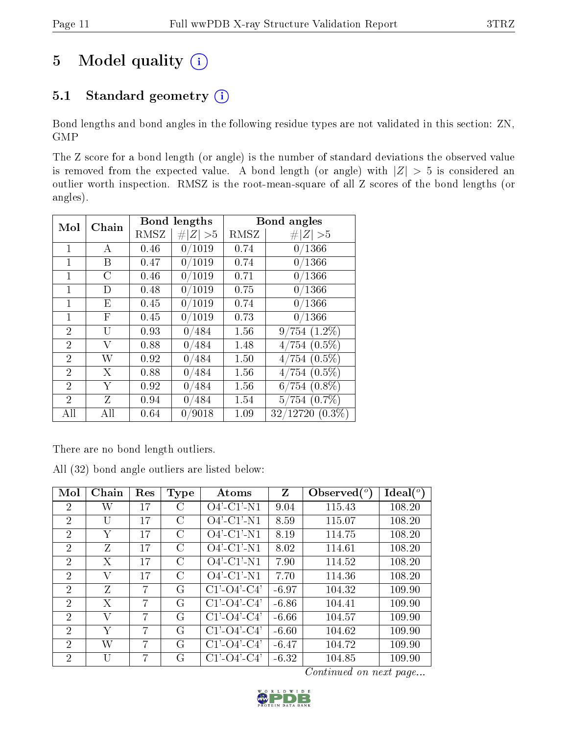# 5 Model quality

## 5.1 Standard geometry

Bond lengths and bond angles in the following residue types are not validated in this section: ZN, GMP

The Z score for a bond length (or angle) is the number of standard deviations the observed value is removed from the expected value. A bond length (or angle) with $|Z| > 5$ is considered an outlier worth inspection. RMSZ is the root-mean-square of all Z scores of the bond lengths (or angles).

| Mol | Chain | Bond lengths | | Bond angles | |
|---|---|---|---|---|---|
| | | RMSZ | #\|Z\| >5 | RMSZ | #\|Z\| >5 |
| 1 | A | 0.46 | 0/1019 | 0.74 | 0/1366 |
| 1 | B | 0.47 | 0/1019 | 0.74 | 0/1366 |
| 1 | C | 0.46 | 0/1019 | 0.71 | 0/1366 |
| 1 | D | 0.48 | 0/1019 | 0.75 | 0/1366 |
| 1 | E | 0.45 | 0/1019 | 0.74 | 0/1366 |
| 1 | F | 0.45 | 0/1019 | 0.73 | 0/1366 |
| 2 | U | 0.93 | 0/484 | 1.56 | 9/754 (1.2%) |
| 2 | V | 0.88 | 0/484 | 1.48 | 4/754 (0.5%) |
| 2 | W | 0.92 | 0/484 | 1.50 | 4/754 (0.5%) |
| 2 | X | 0.88 | 0/484 | 1.56 | 4/754 (0.5%) |
| 2 | Y | 0.92 | 0/484 | 1.56 | 6/754 (0.8%) |
| 2 | Z | 0.94 | 0/484 | 1.54 | 5/754 (0.7%) |
| All | All | 0.64 | 0/9018 | 1.09 | 32/12720 (0.3%) |

There are no bond length outliers.

All (32) bond angle outliers are listed below:

| Mol | Chain | Res | Type | Atoms | Z | Observed(°) | Ideal(°) |
|---|---|---|---|---|---|---|---|
| 2 | W | 17 | C | O4'-C1'-N1 | 9.04 | 115.43 | 108.20 |
| 2 | U | 17 | C | O4'-C1'-N1 | 8.59 | 115.07 | 108.20 |
| 2 | Y | 17 | C | O4'-C1'-N1 | 8.19 | 114.75 | 108.20 |
| 2 | Z | 17 | C | O4'-C1'-N1 | 8.02 | 114.61 | 108.20 |
| 2 | X | 17 | C | O4'-C1'-N1 | 7.90 | 114.52 | 108.20 |
| 2 | V | 17 | C | O4'-C1'-N1 | 7.70 | 114.36 | 108.20 |
| 2 | Z | 7 | G | C1'-O4'-C4' | -6.97 | 104.32 | 109.90 |
| 2 | X | 7 | G | C1'-O4'-C4' | -6.86 | 104.41 | 109.90 |
| 2 | V | 7 | G | C1'-O4'-C4' | -6.66 | 104.57 | 109.90 |
| 2 | Y | 7 | G | C1'-O4'-C4' | -6.60 | 104.62 | 109.90 |
| 2 | W | 7 | G | C1'-O4'-C4' | -6.47 | 104.72 | 109.90 |
| 2 | U | 7 | G | C1'-O4'-C4' | -6.32 | 104.85 | 109.90 |

*Continued on next page...*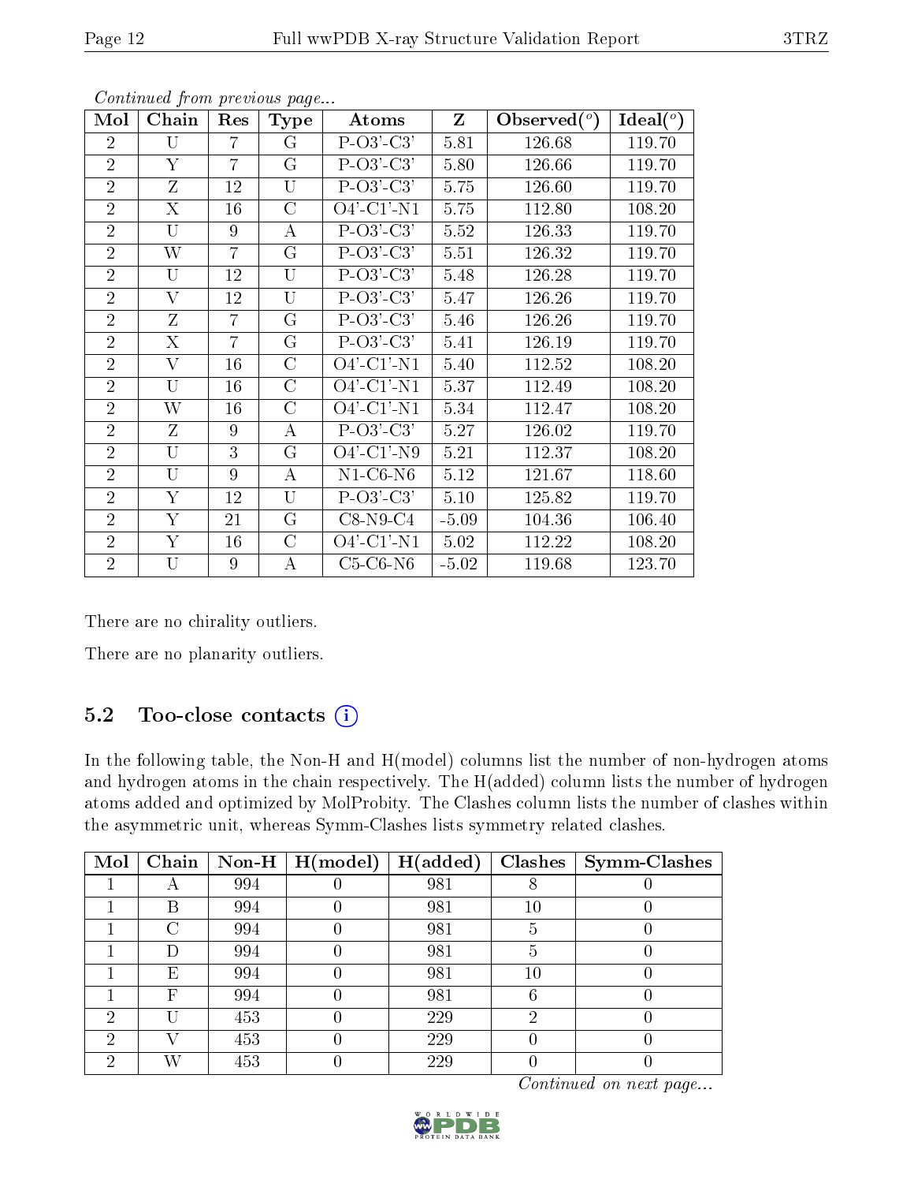*Continued from previous page...*

| Mol | Chain | Res | Type | Atoms | Z | Observed(°) | Ideal(°) |
|---|---|---|---|---|---|---|---|
| 2 | U | 7 | G | P-O3'-C3' | 5.81 | 126.68 | 119.70 |
| 2 | Y | 7 | G | P-O3'-C3' | 5.80 | 126.66 | 119.70 |
| 2 | Z | 12 | U | P-O3'-C3' | 5.75 | 126.60 | 119.70 |
| 2 | X | 16 | C | O4'-C1'-N1 | 5.75 | 112.80 | 108.20 |
| 2 | U | 9 | A | P-O3'-C3' | 5.52 | 126.33 | 119.70 |
| 2 | W | 7 | G | P-O3'-C3' | 5.51 | 126.32 | 119.70 |
| 2 | U | 12 | U | P-O3'-C3' | 5.48 | 126.28 | 119.70 |
| 2 | V | 12 | U | P-O3'-C3' | 5.47 | 126.26 | 119.70 |
| 2 | Z | 7 | G | P-O3'-C3' | 5.46 | 126.26 | 119.70 |
| 2 | X | 7 | G | P-O3'-C3' | 5.41 | 126.19 | 119.70 |
| 2 | V | 16 | C | O4'-C1'-N1 | 5.40 | 112.52 | 108.20 |
| 2 | U | 16 | C | O4'-C1'-N1 | 5.37 | 112.49 | 108.20 |
| 2 | W | 16 | C | O4'-C1'-N1 | 5.34 | 112.47 | 108.20 |
| 2 | Z | 9 | A | P-O3'-C3' | 5.27 | 126.02 | 119.70 |
| 2 | U | 3 | G | O4'-C1'-N9 | 5.21 | 112.37 | 108.20 |
| 2 | U | 9 | A | N1-C6-N6 | 5.12 | 121.67 | 118.60 |
| 2 | Y | 12 | U | P-O3'-C3' | 5.10 | 125.82 | 119.70 |
| 2 | Y | 21 | G | C8-N9-C4 | -5.09 | 104.36 | 106.40 |
| 2 | Y | 16 | C | O4'-C1'-N1 | 5.02 | 112.22 | 108.20 |
| 2 | U | 9 | A | C5-C6-N6 | -5.02 | 119.68 | 123.70 |

There are no chirality outliers.

There are no planarity outliers.

## 5.2 Too-close contacts

In the following table, the Non-H and H(model) columns list the number of non-hydrogen atoms and hydrogen atoms in the chain respectively. The H(added) column lists the number of hydrogen atoms added and optimized by MolProbity. The Clashes column lists the number of clashes within the asymmetric unit, whereas Symm-Clashes lists symmetry related clashes.

| Mol | Chain | Non-H | H(model) | H(added) | Clashes | Symm-Clashes |
|---|---|---|---|---|---|---|
| 1 | A | 994 | 0 | 981 | 8 | 0 |
| 1 | B | 994 | 0 | 981 | 10 | 0 |
| 1 | C | 994 | 0 | 981 | 5 | 0 |
| 1 | D | 994 | 0 | 981 | 5 | 0 |
| 1 | E | 994 | 0 | 981 | 10 | 0 |
| 1 | F | 994 | 0 | 981 | 6 | 0 |
| 2 | U | 453 | 0 | 229 | 2 | 0 |
| 2 | V | 453 | 0 | 229 | 0 | 0 |
| 2 | W | 453 | 0 | 229 | 0 | 0 |

*Continued on next page...*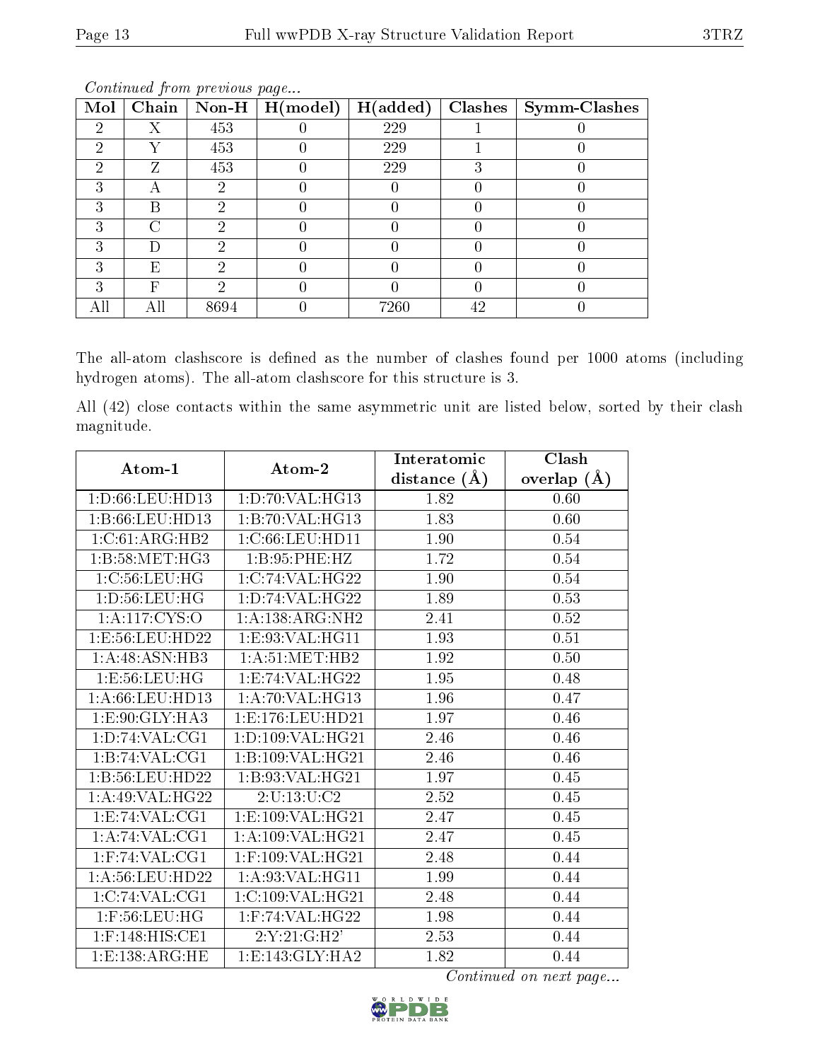*Continued from previous page...*

| Mol | Chain | Non-H | H(model) | H(added) | Clashes | Symm-Clashes |
|---|---|---|---|---|---|---|
| 2 | X | 453 | 0 | 229 | 1 | 0 |
| 2 | Y | 453 | 0 | 229 | 1 | 0 |
| 2 | Z | 453 | 0 | 229 | 3 | 0 |
| 3 | A | 2 | 0 | 0 | 0 | 0 |
| 3 | B | 2 | 0 | 0 | 0 | 0 |
| 3 | C | 2 | 0 | 0 | 0 | 0 |
| 3 | D | 2 | 0 | 0 | 0 | 0 |
| 3 | E | 2 | 0 | 0 | 0 | 0 |
| 3 | F | 2 | 0 | 0 | 0 | 0 |
| All | All | 8694 | 0 | 7260 | 42 | 0 |

The all-atom clashscore is defined as the number of clashes found per 1000 atoms (including hydrogen atoms). The all-atom clashscore for this structure is 3.

All (42) close contacts within the same asymmetric unit are listed below, sorted by their clash magnitude.

| Atom-1 | Atom-2 | Interatomic distance (Å) | Clash overlap (Å) |
|---|---|---|---|
| 1:D:66:LEU:HD13 | 1:D:70:VAL:HG13 | 1.82 | 0.60 |
| 1:B:66:LEU:HD13 | 1:B:70:VAL:HG13 | 1.83 | 0.60 |
| 1:C:61:ARG:HB2 | 1:C:66:LEU:HD11 | 1.90 | 0.54 |
| 1:B:58:MET:HG3 | 1:B:95:PHE:HZ | 1.72 | 0.54 |
| 1:C:56:LEU:HG | 1:C:74:VAL:HG22 | 1.90 | 0.54 |
| 1:D:56:LEU:HG | 1:D:74:VAL:HG22 | 1.89 | 0.53 |
| 1:A:117:CYS:O | 1:A:138:ARG:NH2 | 2.41 | 0.52 |
| 1:E:56:LEU:HD22 | 1:E:93:VAL:HG11 | 1.93 | 0.51 |
| 1:A:48:ASN:HB3 | 1:A:51:MET:HB2 | 1.92 | 0.50 |
| 1:E:56:LEU:HG | 1:E:74:VAL:HG22 | 1.95 | 0.48 |
| 1:A:66:LEU:HD13 | 1:A:70:VAL:HG13 | 1.96 | 0.47 |
| 1:E:90:GLY:HA3 | 1:E:176:LEU:HD21 | 1.97 | 0.46 |
| 1:D:74:VAL:CG1 | 1:D:109:VAL:HG21 | 2.46 | 0.46 |
| 1:B:74:VAL:CG1 | 1:B:109:VAL:HG21 | 2.46 | 0.46 |
| 1:B:56:LEU:HD22 | 1:B:93:VAL:HG21 | 1.97 | 0.45 |
| 1:A:49:VAL:HG22 | 2:U:13:U:C2 | 2.52 | 0.45 |
| 1:E:74:VAL:CG1 | 1:E:109:VAL:HG21 | 2.47 | 0.45 |
| 1:A:74:VAL:CG1 | 1:A:109:VAL:HG21 | 2.47 | 0.45 |
| 1:F:74:VAL:CG1 | 1:F:109:VAL:HG21 | 2.48 | 0.44 |
| 1:A:56:LEU:HD22 | 1:A:93:VAL:HG11 | 1.99 | 0.44 |
| 1:C:74:VAL:CG1 | 1:C:109:VAL:HG21 | 2.48 | 0.44 |
| 1:F:56:LEU:HG | 1:F:74:VAL:HG22 | 1.98 | 0.44 |
| 1:F:148:HIS:CE1 | 2:Y:21:G:H2' | 2.53 | 0.44 |
| 1:E:138:ARG:HE | 1:E:143:GLY:HA2 | 1.82 | 0.44 |

*Continued on next page...*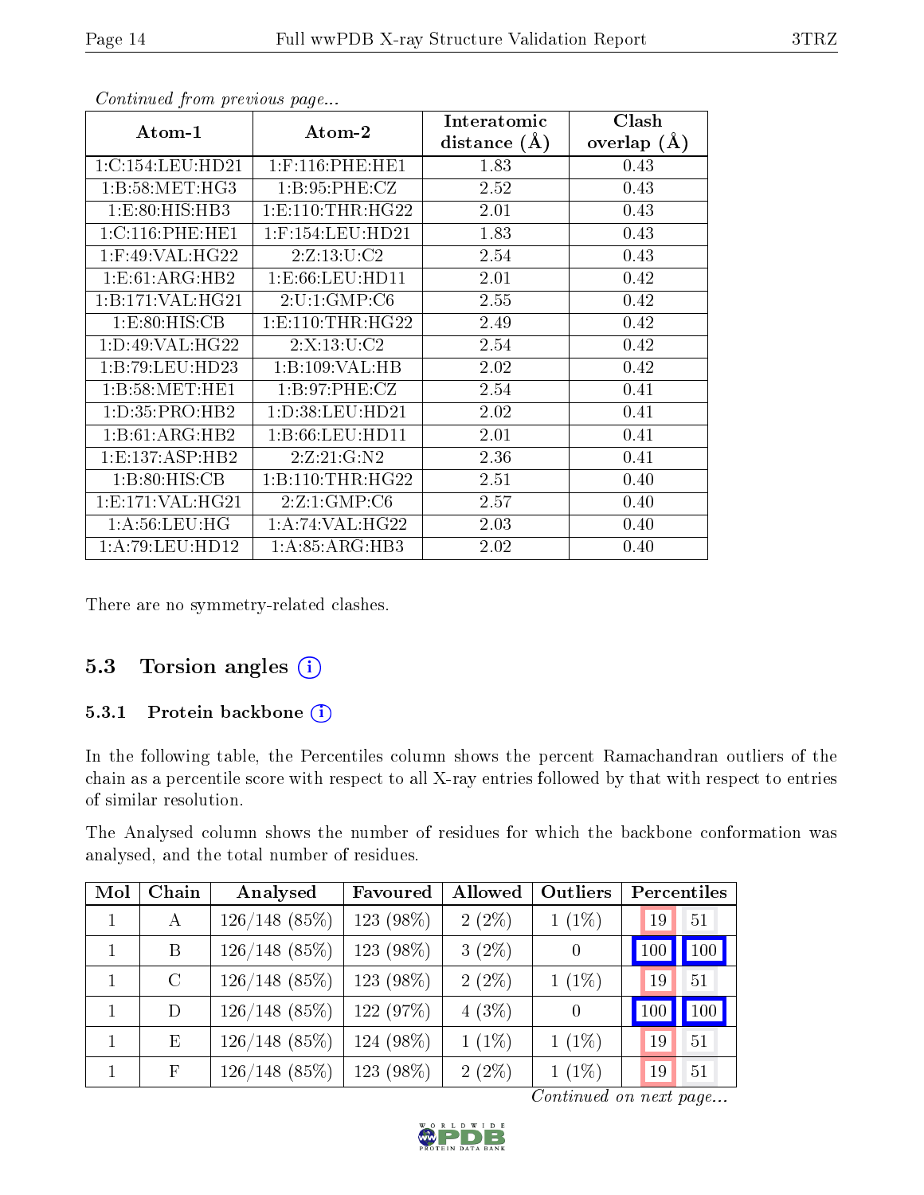*Continued from previous page...*

| Atom-1 | Atom-2 | Interatomic distance (Å) | Clash overlap (Å) |
|---|---|---|---|
| 1:C:154:LEU:HD21 | 1:F:116:PHE:HE1 | 1.83 | 0.43 |
| 1:B:58:MET:HG3 | 1:B:95:PHE:CZ | 2.52 | 0.43 |
| 1:E:80:HIS:HB3 | 1:E:110:THR:HG22 | 2.01 | 0.43 |
| 1:C:116:PHE:HE1 | 1:F:154:LEU:HD21 | 1.83 | 0.43 |
| 1:F:49:VAL:HG22 | 2:Z:13:U:C2 | 2.54 | 0.43 |
| 1:E:61:ARG:HB2 | 1:E:66:LEU:HD11 | 2.01 | 0.42 |
| 1:B:171:VAL:HG21 | 2:U:1:GMP:C6 | 2.55 | 0.42 |
| 1:E:80:HIS:CB | 1:E:110:THR:HG22 | 2.49 | 0.42 |
| 1:D:49:VAL:HG22 | 2:X:13:U:C2 | 2.54 | 0.42 |
| 1:B:79:LEU:HD23 | 1:B:109:VAL:HB | 2.02 | 0.42 |
| 1:B:58:MET:HE1 | 1:B:97:PHE:CZ | 2.54 | 0.41 |
| 1:D:35:PRO:HB2 | 1:D:38:LEU:HD21 | 2.02 | 0.41 |
| 1:B:61:ARG:HB2 | 1:B:66:LEU:HD11 | 2.01 | 0.41 |
| 1:E:137:ASP:HB2 | 2:Z:21:G:N2 | 2.36 | 0.41 |
| 1:B:80:HIS:CB | 1:B:110:THR:HG22 | 2.51 | 0.40 |
| 1:E:171:VAL:HG21 | 2:Z:1:GMP:C6 | 2.57 | 0.40 |
| 1:A:56:LEU:HG | 1:A:74:VAL:HG22 | 2.03 | 0.40 |
| 1:A:79:LEU:HD12 | 1:A:85:ARG:HB3 | 2.02 | 0.40 |

There are no symmetry-related clashes.

## 5.3 Torsion angles

### 5.3.1 Protein backbone

In the following table, the Percentiles column shows the percent Ramachandran outliers of the chain as a percentile score with respect to all X-ray entries followed by that with respect to entries of similar resolution.

The Analysed column shows the number of residues for which the backbone conformation was analysed, and the total number of residues.

| Mol | Chain | Analysed | Favoured | Allowed | Outliers | Percentiles | |
|---|---|---|---|---|---|---|---|
| 1 | A | 126/148 (85%) | 123 (98%) | 2 (2%) | 1 (1%) | 19 | 51 |
| 1 | B | 126/148 (85%) | 123 (98%) | 3 (2%) | 0 | 100 | 100 |
| 1 | C | 126/148 (85%) | 123 (98%) | 2 (2%) | 1 (1%) | 19 | 51 |
| 1 | D | 126/148 (85%) | 122 (97%) | 4 (3%) | 0 | 100 | 100 |
| 1 | E | 126/148 (85%) | 124 (98%) | 1 (1%) | 1 (1%) | 19 | 51 |
| 1 | F | 126/148 (85%) | 123 (98%) | 2 (2%) | 1 (1%) | 19 | 51 |

*Continued on next page...*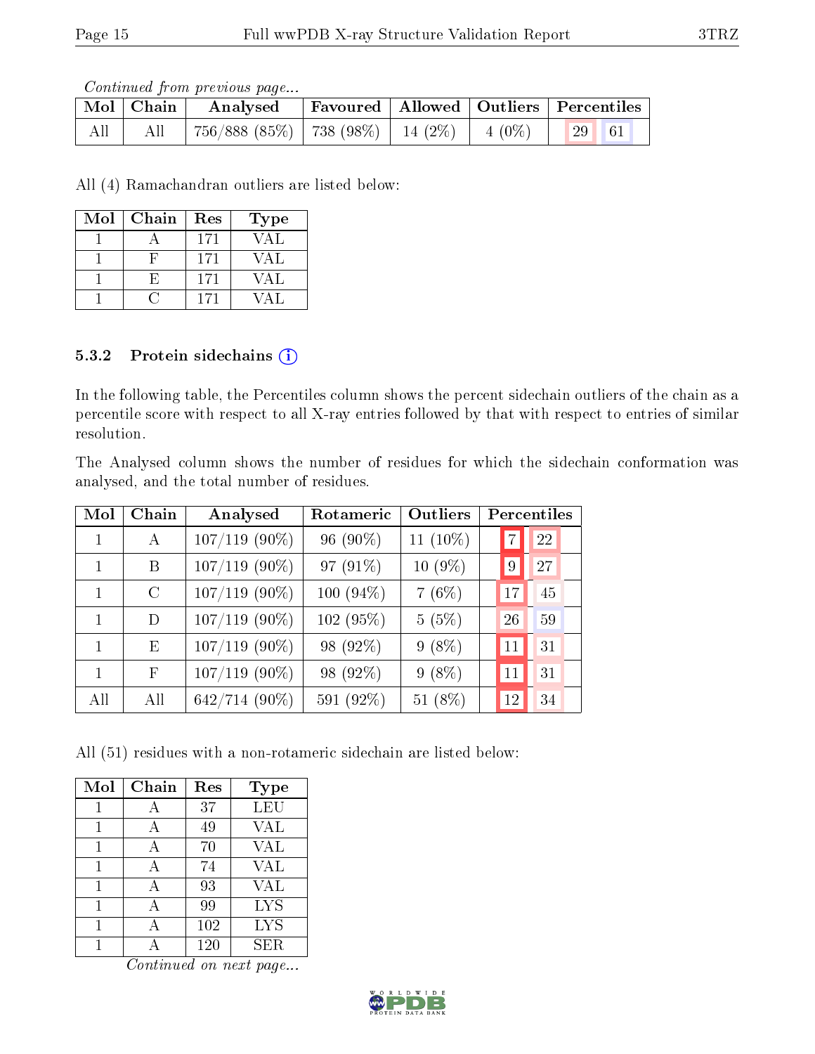*Continued from previous page...*

| Mol | Chain | Analysed | Favoured | Allowed | Outliers | Percentiles | |
|---|---|---|---|---|---|---|---|
| All | All | 756/888 (85%) | 738 (98%) | 14 (2%) | 4 (0%) | 29 | 61 |

All (4) Ramachandran outliers are listed below:

| Mol | Chain | Res | Type |
|---|---|---|---|
| 1 | A | 171 | VAL |
| 1 | F | 171 | VAL |
| 1 | E | 171 | VAL |
| 1 | C | 171 | VAL |

### 5.3.2 Protein sidechains

In the following table, the Percentiles column shows the percent sidechain outliers of the chain as a percentile score with respect to all X-ray entries followed by that with respect to entries of similar resolution.

The Analysed column shows the number of residues for which the sidechain conformation was analysed, and the total number of residues.

| Mol | Chain | Analysed | Rotameric | Outliers | Percentiles | |
|---|---|---|---|---|---|---|
| 1 | A | 107/119 (90%) | 96 (90%) | 11 (10%) | 7 | 22 |
| 1 | B | 107/119 (90%) | 97 (91%) | 10 (9%) | 9 | 27 |
| 1 | C | 107/119 (90%) | 100 (94%) | 7 (6%) | 17 | 45 |
| 1 | D | 107/119 (90%) | 102 (95%) | 5 (5%) | 26 | 59 |
| 1 | E | 107/119 (90%) | 98 (92%) | 9 (8%) | 11 | 31 |
| 1 | F | 107/119 (90%) | 98 (92%) | 9 (8%) | 11 | 31 |
| All | All | 642/714 (90%) | 591 (92%) | 51 (8%) | 12 | 34 |

All (51) residues with a non-rotameric sidechain are listed below:

| Mol | Chain | Res | Type |
|---|---|---|---|
| 1 | A | 37 | LEU |
| 1 | A | 49 | VAL |
| 1 | A | 70 | VAL |
| 1 | A | 74 | VAL |
| 1 | A | 93 | VAL |
| 1 | A | 99 | LYS |
| 1 | A | 102 | LYS |
| 1 | A | 120 | SER |

*Continued on next page...*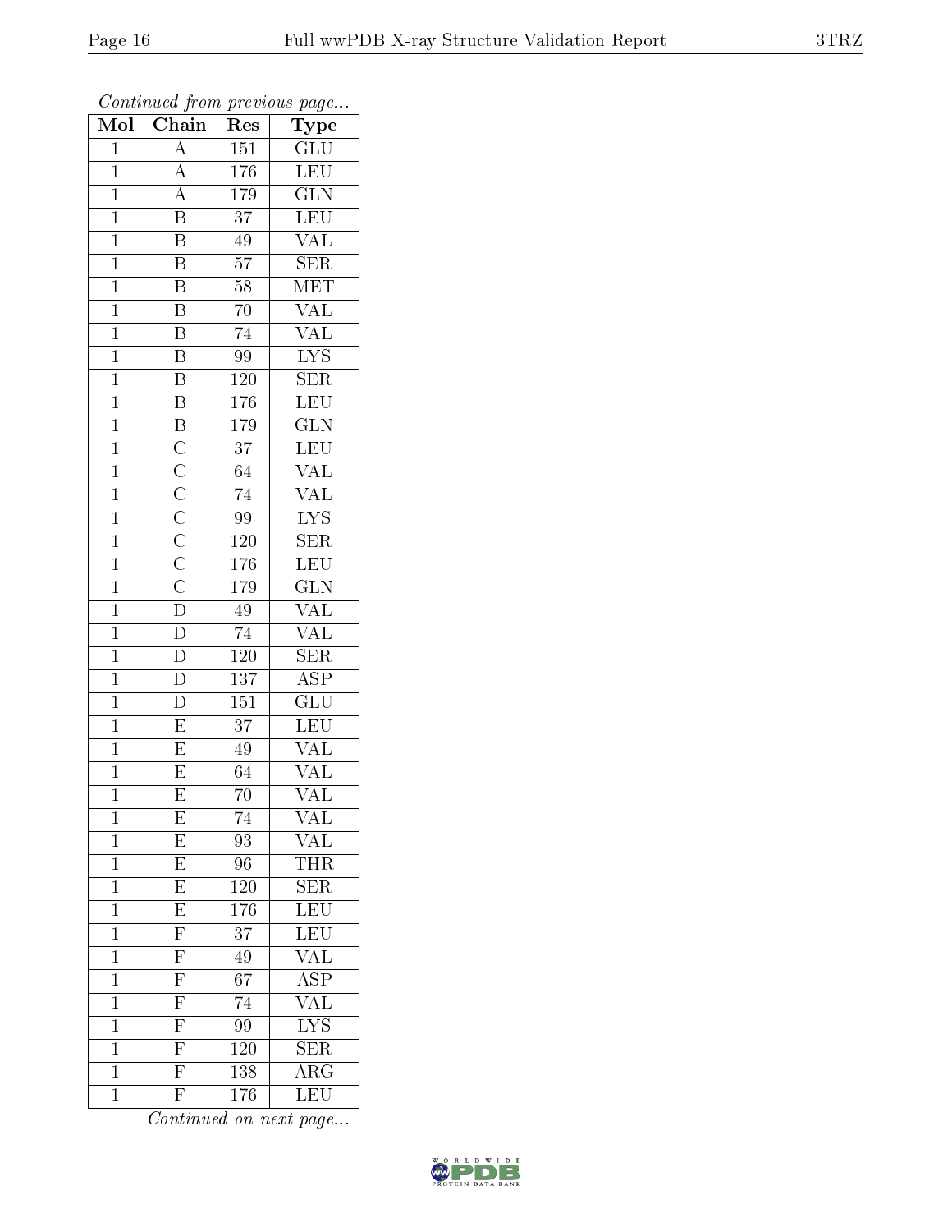*Continued from previous page...*

| Mol | Chain | Res | Type |
|---|---|---|---|
| 1 | A | 151 | GLU |
| 1 | A | 176 | LEU |
| 1 | A | 179 | GLN |
| 1 | B | 37 | LEU |
| 1 | B | 49 | VAL |
| 1 | B | 57 | SER |
| 1 | B | 58 | MET |
| 1 | B | 70 | VAL |
| 1 | B | 74 | VAL |
| 1 | B | 99 | LYS |
| 1 | B | 120 | SER |
| 1 | B | 176 | LEU |
| 1 | B | 179 | GLN |
| 1 | C | 37 | LEU |
| 1 | C | 64 | VAL |
| 1 | C | 74 | VAL |
| 1 | C | 99 | LYS |
| 1 | C | 120 | SER |
| 1 | C | 176 | LEU |
| 1 | C | 179 | GLN |
| 1 | D | 49 | VAL |
| 1 | D | 74 | VAL |
| 1 | D | 120 | SER |
| 1 | D | 137 | ASP |
| 1 | D | 151 | GLU |
| 1 | E | 37 | LEU |
| 1 | E | 49 | VAL |
| 1 | E | 64 | VAL |
| 1 | E | 70 | VAL |
| 1 | E | 74 | VAL |
| 1 | E | 93 | VAL |
| 1 | E | 96 | THR |
| 1 | E | 120 | SER |
| 1 | E | 176 | LEU |
| 1 | F | 37 | LEU |
| 1 | F | 49 | VAL |
| 1 | F | 67 | ASP |
| 1 | F | 74 | VAL |
| 1 | F | 99 | LYS |
| 1 | F | 120 | SER |
| 1 | F | 138 | ARG |
| 1 | F | 176 | LEU |

*Continued on next page...*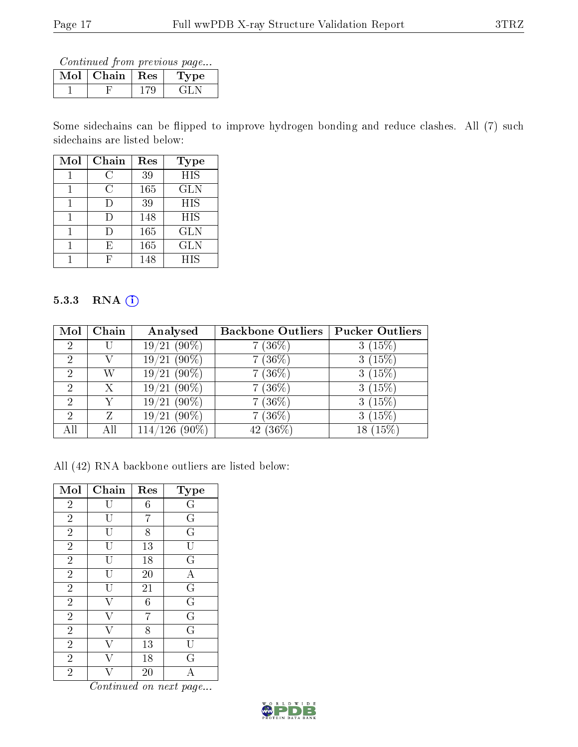*Continued from previous page...*

| Mol | Chain | Res | Type |
|---|---|---|---|
| 1 | F | 179 | GLN |

Some sidechains can be flipped to improve hydrogen bonding and reduce clashes. All (7) such sidechains are listed below:

| Mol | Chain | Res | Type |
|---|---|---|---|
| 1 | C | 39 | HIS |
| 1 | C | 165 | GLN |
| 1 | D | 39 | HIS |
| 1 | D | 148 | HIS |
| 1 | D | 165 | GLN |
| 1 | E | 165 | GLN |
| 1 | F | 148 | HIS |

### 5.3.3 RNA

| Mol | Chain | Analysed | Backbone Outliers | Pucker Outliers |
|---|---|---|---|---|
| 2 | U | 19/21 (90%) | 7 (36%) | 3 (15%) |
| 2 | V | 19/21 (90%) | 7 (36%) | 3 (15%) |
| 2 | W | 19/21 (90%) | 7 (36%) | 3 (15%) |
| 2 | X | 19/21 (90%) | 7 (36%) | 3 (15%) |
| 2 | Y | 19/21 (90%) | 7 (36%) | 3 (15%) |
| 2 | Z | 19/21 (90%) | 7 (36%) | 3 (15%) |
| All | All | 114/126 (90%) | 42 (36%) | 18 (15%) |

All (42) RNA backbone outliers are listed below:

| Mol | Chain | Res | Type |
|---|---|---|---|
| 2 | U | 6 | G |
| 2 | U | 7 | G |
| 2 | U | 8 | G |
| 2 | U | 13 | U |
| 2 | U | 18 | G |
| 2 | U | 20 | A |
| 2 | U | 21 | G |
| 2 | V | 6 | G |
| 2 | V | 7 | G |
| 2 | V | 8 | G |
| 2 | V | 13 | U |
| 2 | V | 18 | G |
| 2 | V | 20 | A |

*Continued on next page...*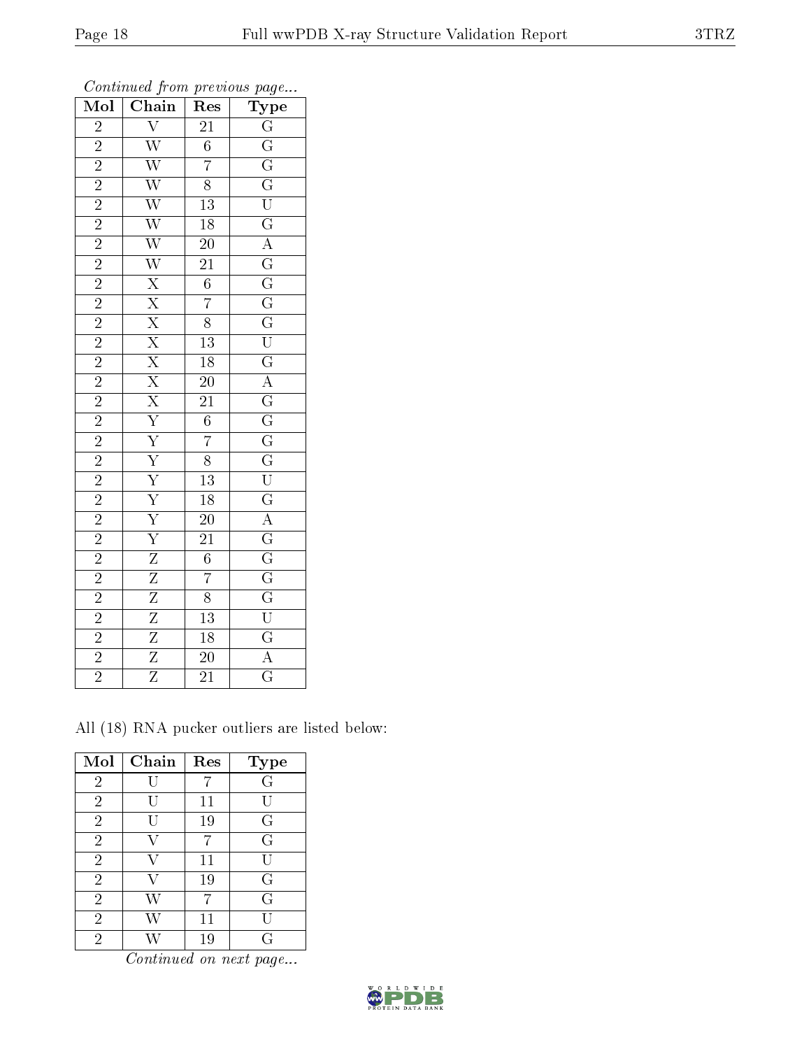*Continued from previous page...*

| Mol | Chain | Res | Type |
|---|---|---|---|
| 2 | V | 21 | G |
| 2 | W | 6 | G |
| 2 | W | 7 | G |
| 2 | W | 8 | G |
| 2 | W | 13 | U |
| 2 | W | 18 | G |
| 2 | W | 20 | A |
| 2 | W | 21 | G |
| 2 | X | 6 | G |
| 2 | X | 7 | G |
| 2 | X | 8 | G |
| 2 | X | 13 | U |
| 2 | X | 18 | G |
| 2 | X | 20 | A |
| 2 | X | 21 | G |
| 2 | Y | 6 | G |
| 2 | Y | 7 | G |
| 2 | Y | 8 | G |
| 2 | Y | 13 | U |
| 2 | Y | 18 | G |
| 2 | Y | 20 | A |
| 2 | Y | 21 | G |
| 2 | Z | 6 | G |
| 2 | Z | 7 | G |
| 2 | Z | 8 | G |
| 2 | Z | 13 | U |
| 2 | Z | 18 | G |
| 2 | Z | 20 | A |
| 2 | Z | 21 | G |

All (18) RNA pucker outliers are listed below:

| Mol | Chain | Res | Type |
|---|---|---|---|
| 2 | U | 7 | G |
| 2 | U | 11 | U |
| 2 | U | 19 | G |
| 2 | V | 7 | G |
| 2 | V | 11 | U |
| 2 | V | 19 | G |
| 2 | W | 7 | G |
| 2 | W | 11 | U |
| 2 | W | 19 | G |

*Continued on next page...*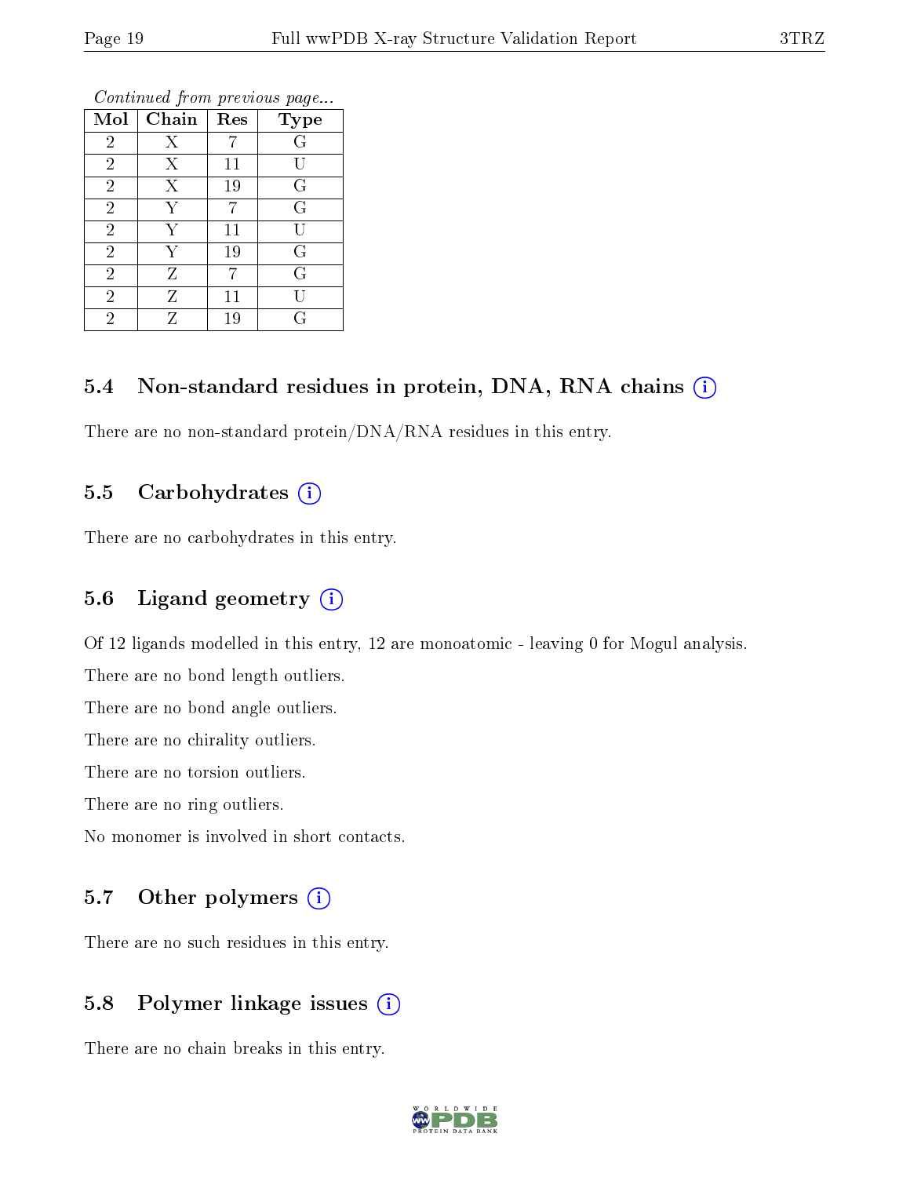*Continued from previous page...*

| Mol | Chain | Res | Type |
|---|---|---|---|
| 2 | X | 7 | G |
| 2 | X | 11 | U |
| 2 | X | 19 | G |
| 2 | Y | 7 | G |
| 2 | Y | 11 | U |
| 2 | Y | 19 | G |
| 2 | Z | 7 | G |
| 2 | Z | 11 | U |
| 2 | Z | 19 | G |

### 5.4 Non-standard residues in protein, DNA, RNA chains (i)

There are no non-standard protein/DNA/RNA residues in this entry.

### 5.5 Carbohydrates (i)

There are no carbohydrates in this entry.

### 5.6 Ligand geometry (i)

Of 12 ligands modelled in this entry, 12 are monoatomic - leaving 0 for Mogul analysis.

There are no bond length outliers.

There are no bond angle outliers.

There are no chirality outliers.

There are no torsion outliers.

There are no ring outliers.

No monomer is involved in short contacts.

### 5.7 Other polymers (i)

There are no such residues in this entry.

### 5.8 Polymer linkage issues (i)

There are no chain breaks in this entry.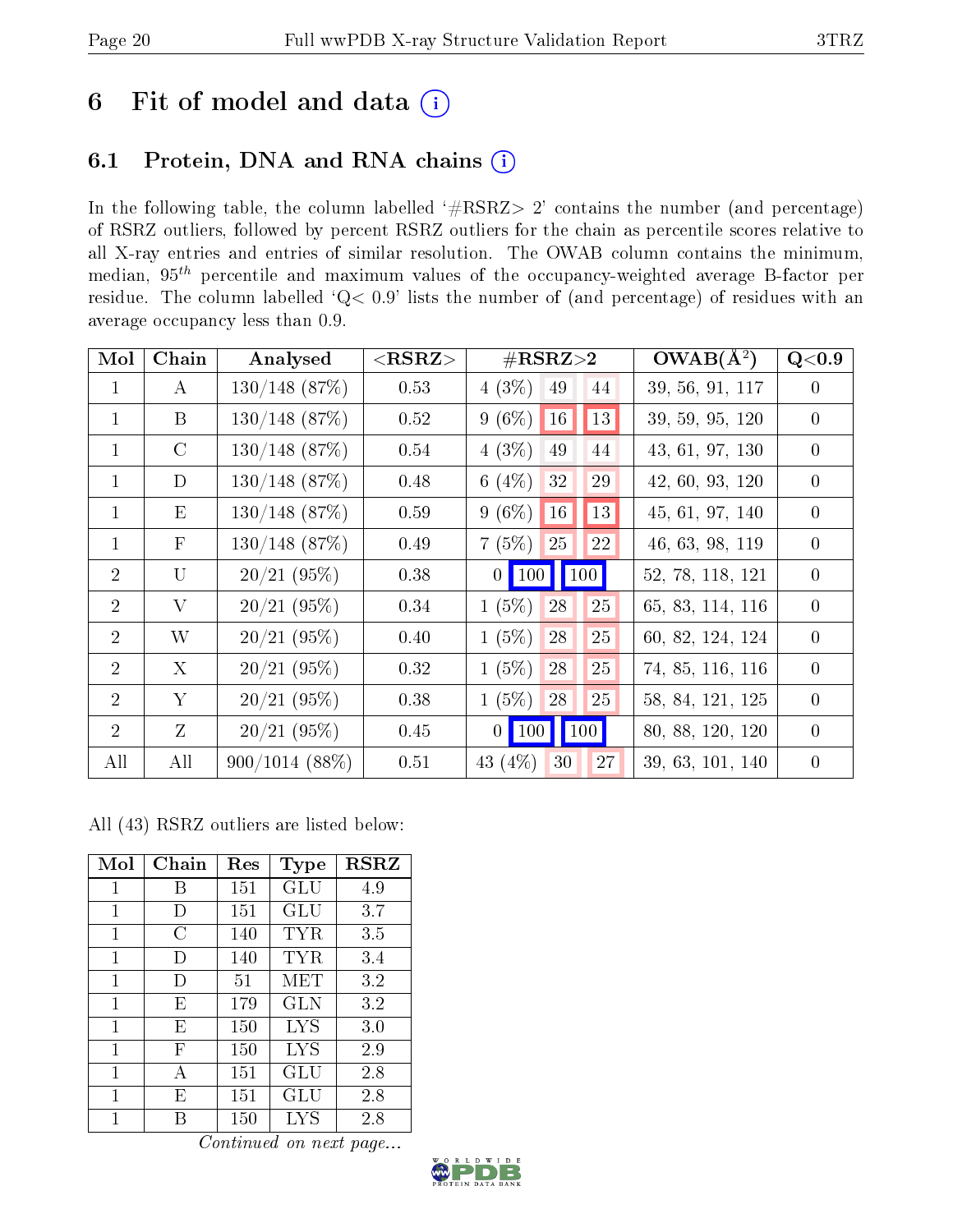# 6 Fit of model and data (i)

## 6.1 Protein, DNA and RNA chains (i)

In the following table, the column labelled '#RSRZ> 2' contains the number (and percentage) of RSRZ outliers, followed by percent RSRZ outliers for the chain as percentile scores relative to all X-ray entries and entries of similar resolution. The OWAB column contains the minimum, median, $95^{th}$ percentile and maximum values of the occupancy-weighted average B-factor per residue. The column labelled 'Q< 0.9' lists the number of (and percentage) of residues with an average occupancy less than 0.9.

| Mol | Chain | Analysed | <RSRZ> | #RSRZ>2 | | | OWAB(Å$^2$) | Q<0.9 |
|---|---|---|---|---|---|---|---|---|
| 1 | A | 130/148 (87%) | 0.53 | 4 (3%) | 49 | 44 | 39, 56, 91, 117 | 0 |
| 1 | B | 130/148 (87%) | 0.52 | 9 (6%) | 16 | 13 | 39, 59, 95, 120 | 0 |
| 1 | C | 130/148 (87%) | 0.54 | 4 (3%) | 49 | 44 | 43, 61, 97, 130 | 0 |
| 1 | D | 130/148 (87%) | 0.48 | 6 (4%) | 32 | 29 | 42, 60, 93, 120 | 0 |
| 1 | E | 130/148 (87%) | 0.59 | 9 (6%) | 16 | 13 | 45, 61, 97, 140 | 0 |
| 1 | F | 130/148 (87%) | 0.49 | 7 (5%) | 25 | 22 | 46, 63, 98, 119 | 0 |
| 2 | U | 20/21 (95%) | 0.38 | 0 | 100 | 100 | 52, 78, 118, 121 | 0 |
| 2 | V | 20/21 (95%) | 0.34 | 1 (5%) | 28 | 25 | 65, 83, 114, 116 | 0 |
| 2 | W | 20/21 (95%) | 0.40 | 1 (5%) | 28 | 25 | 60, 82, 124, 124 | 0 |
| 2 | X | 20/21 (95%) | 0.32 | 1 (5%) | 28 | 25 | 74, 85, 116, 116 | 0 |
| 2 | Y | 20/21 (95%) | 0.38 | 1 (5%) | 28 | 25 | 58, 84, 121, 125 | 0 |
| 2 | Z | 20/21 (95%) | 0.45 | 0 | 100 | 100 | 80, 88, 120, 120 | 0 |
| All | All | 900/1014 (88%) | 0.51 | 43 (4%) | 30 | 27 | 39, 63, 101, 140 | 0 |

All (43) RSRZ outliers are listed below:

| Mol | Chain | Res | Type | RSRZ |
|---|---|---|---|---|
| 1 | B | 151 | GLU | 4.9 |
| 1 | D | 151 | GLU | 3.7 |
| 1 | C | 140 | TYR | 3.5 |
| 1 | D | 140 | TYR | 3.4 |
| 1 | D | 51 | MET | 3.2 |
| 1 | E | 179 | GLN | 3.2 |
| 1 | E | 150 | LYS | 3.0 |
| 1 | F | 150 | LYS | 2.9 |
| 1 | A | 151 | GLU | 2.8 |
| 1 | E | 151 | GLU | 2.8 |
| 1 | B | 150 | LYS | 2.8 |

*Continued on next page...*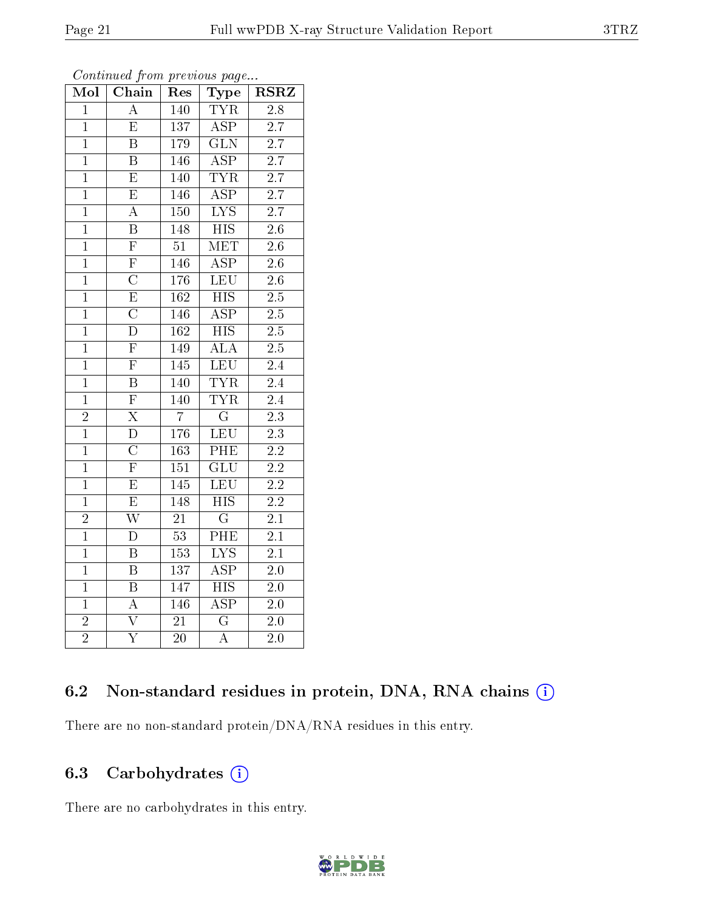*Continued from previous page...*

| Mol | Chain | Res | Type | RSRZ |
|---|---|---|---|---|
| 1 | A | 140 | TYR | 2.8 |
| 1 | E | 137 | ASP | 2.7 |
| 1 | B | 179 | GLN | 2.7 |
| 1 | B | 146 | ASP | 2.7 |
| 1 | E | 140 | TYR | 2.7 |
| 1 | E | 146 | ASP | 2.7 |
| 1 | A | 150 | LYS | 2.7 |
| 1 | B | 148 | HIS | 2.6 |
| 1 | F | 51 | MET | 2.6 |
| 1 | F | 146 | ASP | 2.6 |
| 1 | C | 176 | LEU | 2.6 |
| 1 | E | 162 | HIS | 2.5 |
| 1 | C | 146 | ASP | 2.5 |
| 1 | D | 162 | HIS | 2.5 |
| 1 | F | 149 | ALA | 2.5 |
| 1 | F | 145 | LEU | 2.4 |
| 1 | B | 140 | TYR | 2.4 |
| 1 | F | 140 | TYR | 2.4 |
| 2 | X | 7 | G | 2.3 |
| 1 | D | 176 | LEU | 2.3 |
| 1 | C | 163 | PHE | 2.2 |
| 1 | F | 151 | GLU | 2.2 |
| 1 | E | 145 | LEU | 2.2 |
| 1 | E | 148 | HIS | 2.2 |
| 2 | W | 21 | G | 2.1 |
| 1 | D | 53 | PHE | 2.1 |
| 1 | B | 153 | LYS | 2.1 |
| 1 | B | 137 | ASP | 2.0 |
| 1 | B | 147 | HIS | 2.0 |
| 1 | A | 146 | ASP | 2.0 |
| 2 | V | 21 | G | 2.0 |
| 2 | Y | 20 | A | 2.0 |

## 6.2 Non-standard residues in protein, DNA, RNA chains (i)

There are no non-standard protein/DNA/RNA residues in this entry.

## 6.3 Carbohydrates (i)

There are no carbohydrates in this entry.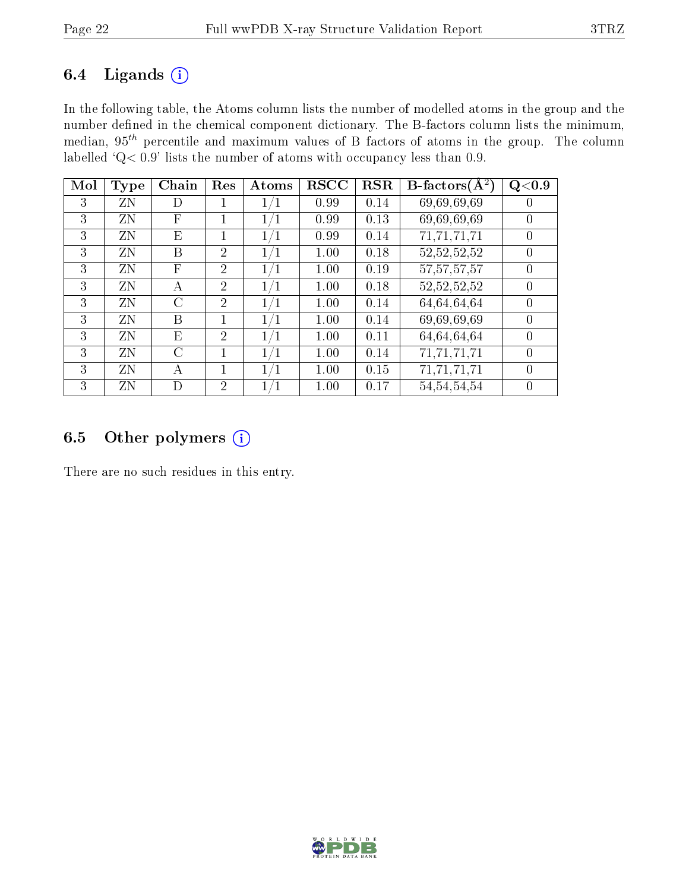## 6.4 Ligands ⓘ

In the following table, the Atoms column lists the number of modelled atoms in the group and the number defined in the chemical component dictionary. The B-factors column lists the minimum, median, $95^{th}$ percentile and maximum values of B factors of atoms in the group. The column labelled 'Q< 0.9' lists the number of atoms with occupancy less than 0.9.

| Mol | Type | Chain | Res | Atoms | RSCC | RSR | B-factors(Å$^2$) | Q<0.9 |
|---|---|---|---|---|---|---|---|---|
| 3 | ZN | D | 1 | 1/1 | 0.99 | 0.14 | 69,69,69,69 | 0 |
| 3 | ZN | F | 1 | 1/1 | 0.99 | 0.13 | 69,69,69,69 | 0 |
| 3 | ZN | E | 1 | 1/1 | 0.99 | 0.14 | 71,71,71,71 | 0 |
| 3 | ZN | B | 2 | 1/1 | 1.00 | 0.18 | 52,52,52,52 | 0 |
| 3 | ZN | F | 2 | 1/1 | 1.00 | 0.19 | 57,57,57,57 | 0 |
| 3 | ZN | A | 2 | 1/1 | 1.00 | 0.18 | 52,52,52,52 | 0 |
| 3 | ZN | C | 2 | 1/1 | 1.00 | 0.14 | 64,64,64,64 | 0 |
| 3 | ZN | B | 1 | 1/1 | 1.00 | 0.14 | 69,69,69,69 | 0 |
| 3 | ZN | E | 2 | 1/1 | 1.00 | 0.11 | 64,64,64,64 | 0 |
| 3 | ZN | C | 1 | 1/1 | 1.00 | 0.14 | 71,71,71,71 | 0 |
| 3 | ZN | A | 1 | 1/1 | 1.00 | 0.15 | 71,71,71,71 | 0 |
| 3 | ZN | D | 2 | 1/1 | 1.00 | 0.17 | 54,54,54,54 | 0 |

## 6.5 Other polymers ⓘ

There are no such residues in this entry.